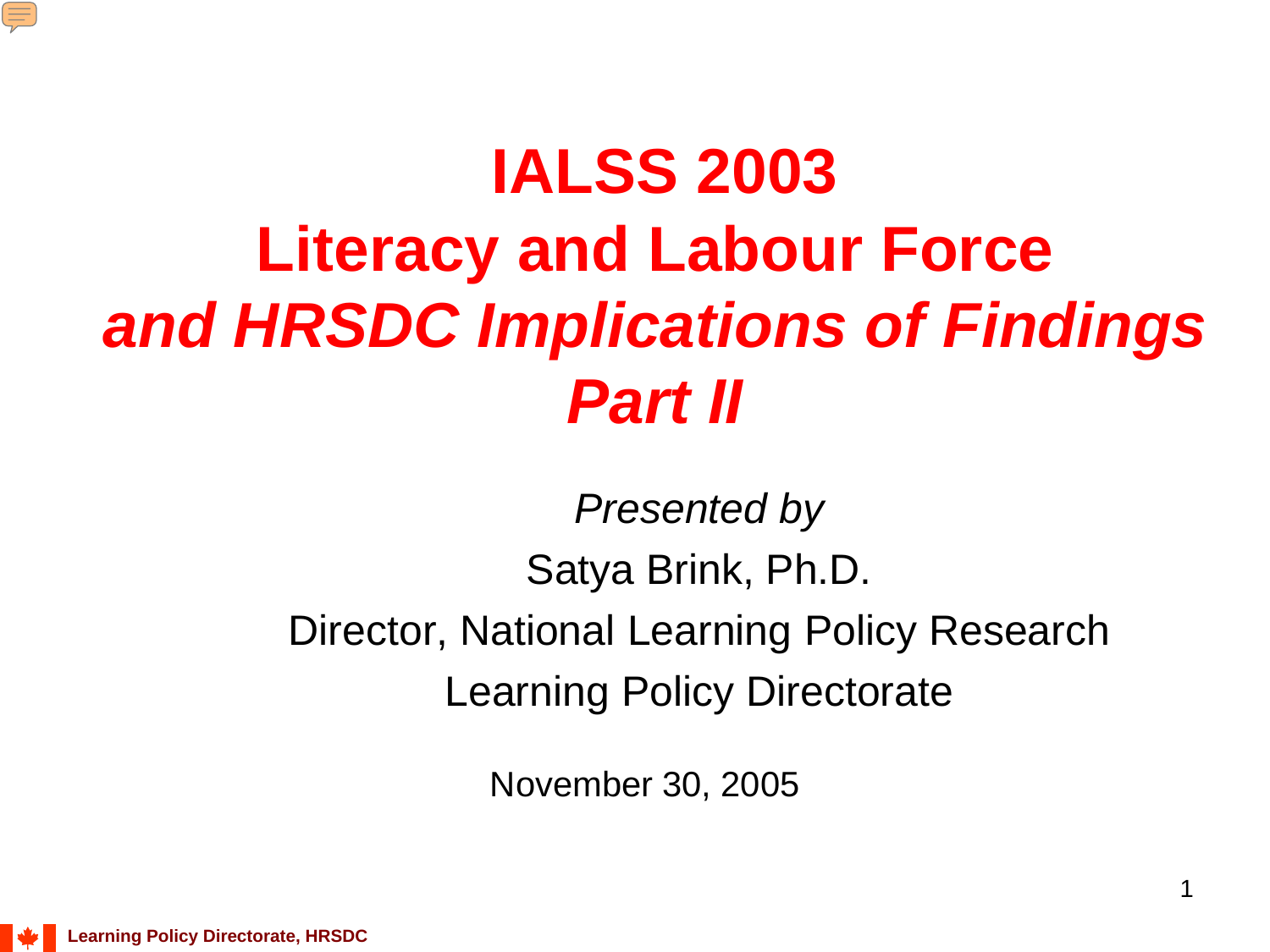# IALSS 2003
# Literacy and Labour Force
# *and HRSDC Implications of Findings*
# *Part II*

*Presented by*

Satya Brink, Ph.D.

Director, National Learning Policy Research

Learning Policy Directorate

November 30, 2005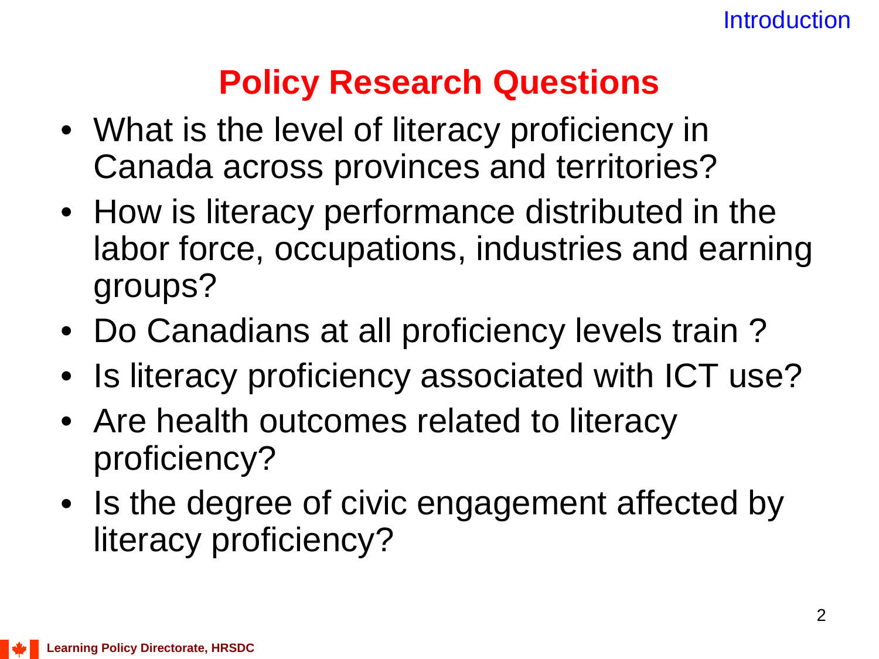## Policy Research Questions

- What is the level of literacy proficiency in Canada across provinces and territories?
- How is literacy performance distributed in the labor force, occupations, industries and earning groups?
- Do Canadians at all proficiency levels train ?
- Is literacy proficiency associated with ICT use?
- Are health outcomes related to literacy proficiency?
- Is the degree of civic engagement affected by literacy proficiency?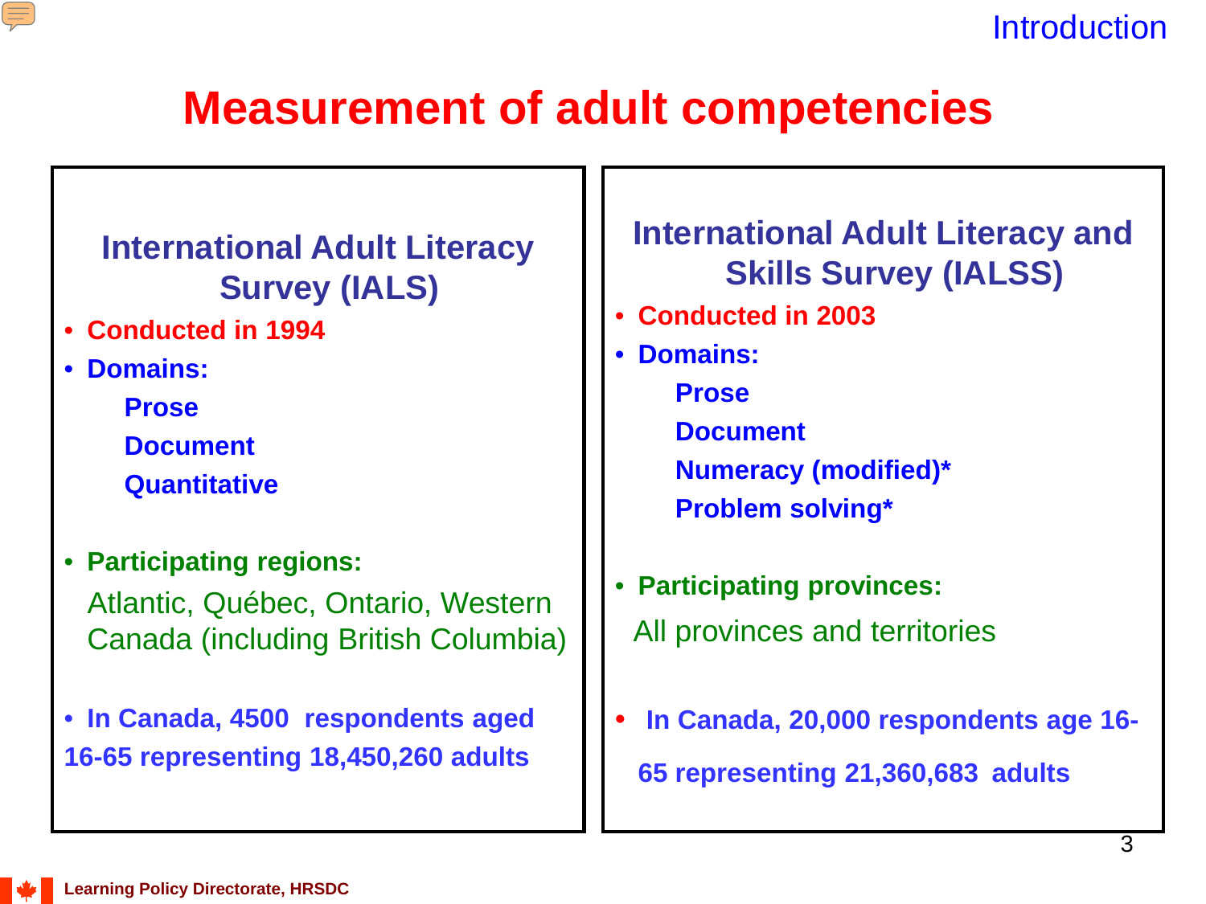# Measurement of adult competencies

## International Adult Literacy Survey (IALS)

- **Conducted in 1994**
- **Domains:**
  - **Prose**
  - **Document**
  - **Quantitative**
- **Participating regions:**

  Atlantic, Québec, Ontario, Western Canada (including British Columbia)

- **In Canada, 4500 respondents aged 16-65 representing 18,450,260 adults**

## International Adult Literacy and Skills Survey (IALSS)

- **Conducted in 2003**
- **Domains:**
  - **Prose**
  - **Document**
  - **Numeracy (modified)***
  - **Problem solving***
- **Participating provinces:**

  All provinces and territories

- **In Canada, 20,000 respondents age 16-65 representing 21,360,683 adults**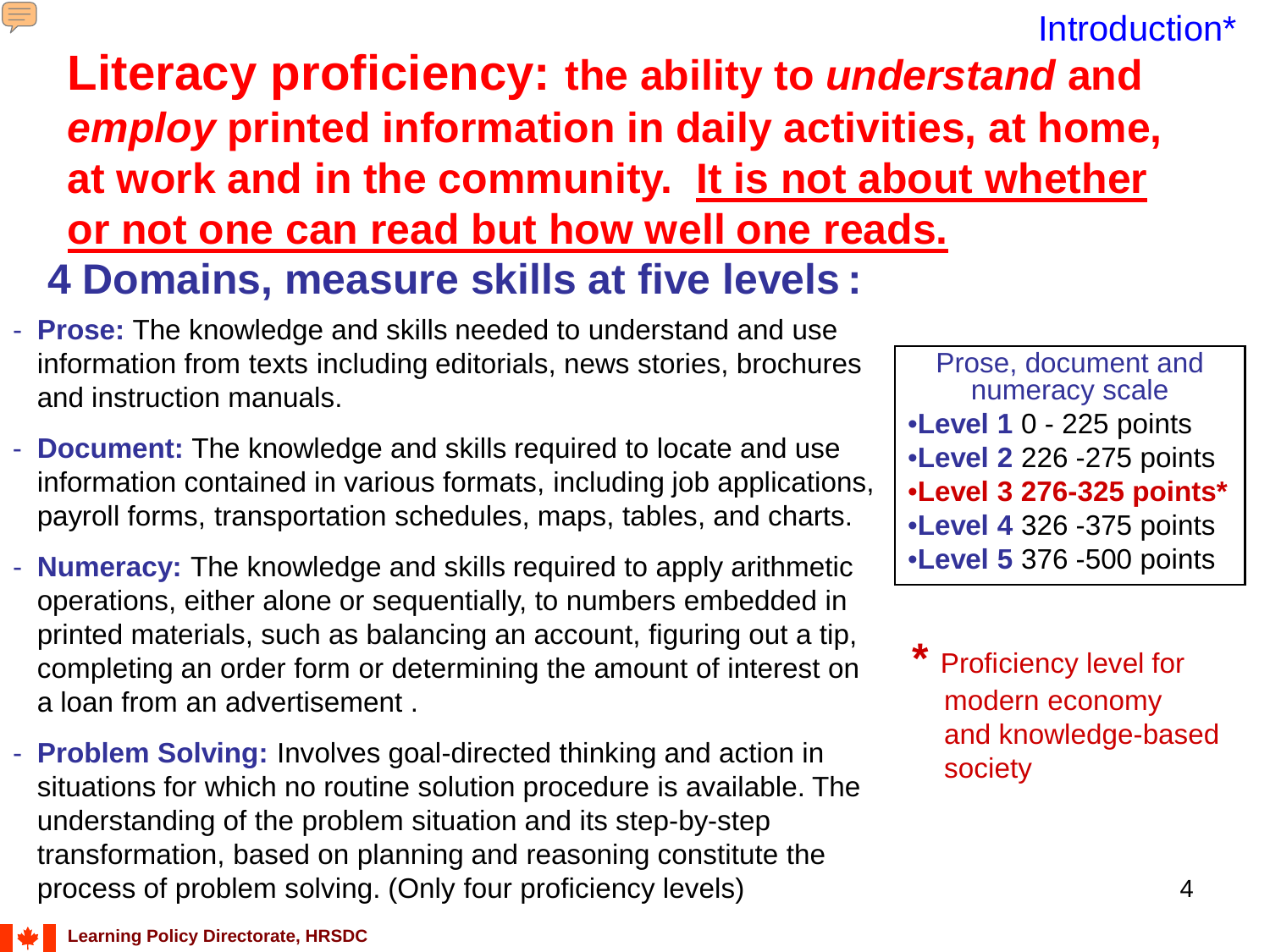Introduction*

# Literacy proficiency: the ability to *understand* and *employ* printed information in daily activities, at home, at work and in the community. It is not about whether or not one can read but how well one reads.

## 4 Domains, measure skills at five levels :

- **Prose:** The knowledge and skills needed to understand and use information from texts including editorials, news stories, brochures and instruction manuals.
- **Document:** The knowledge and skills required to locate and use information contained in various formats, including job applications, payroll forms, transportation schedules, maps, tables, and charts.
- **Numeracy:** The knowledge and skills required to apply arithmetic operations, either alone or sequentially, to numbers embedded in printed materials, such as balancing an account, figuring out a tip, completing an order form or determining the amount of interest on a loan from an advertisement .
- **Problem Solving:** Involves goal-directed thinking and action in situations for which no routine solution procedure is available. The understanding of the problem situation and its step-by-step transformation, based on planning and reasoning constitute the process of problem solving. (Only four proficiency levels)

Prose, document and numeracy scale

- **Level 1** 0 - 225 points
- **Level 2** 226 -275 points
- **Level 3 276-325 points***
- **Level 4** 326 -375 points
- **Level 5** 376 -500 points

\* Proficiency level for modern economy and knowledge-based society

Learning Policy Directorate, HRSDC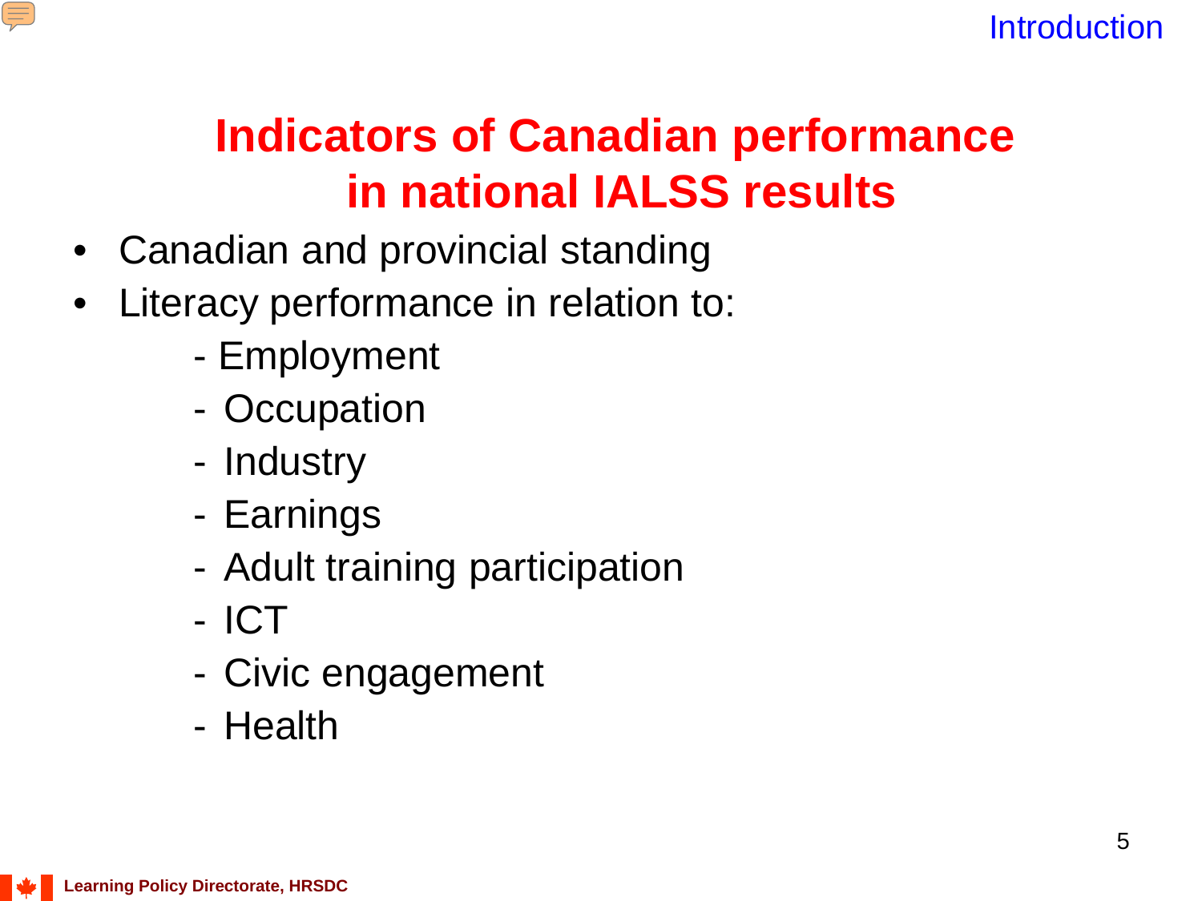# Indicators of Canadian performance in national IALSS results

- Canadian and provincial standing
- Literacy performance in relation to:
  - Employment
  - Occupation
  - Industry
  - Earnings
  - Adult training participation
  - ICT
  - Civic engagement
  - Health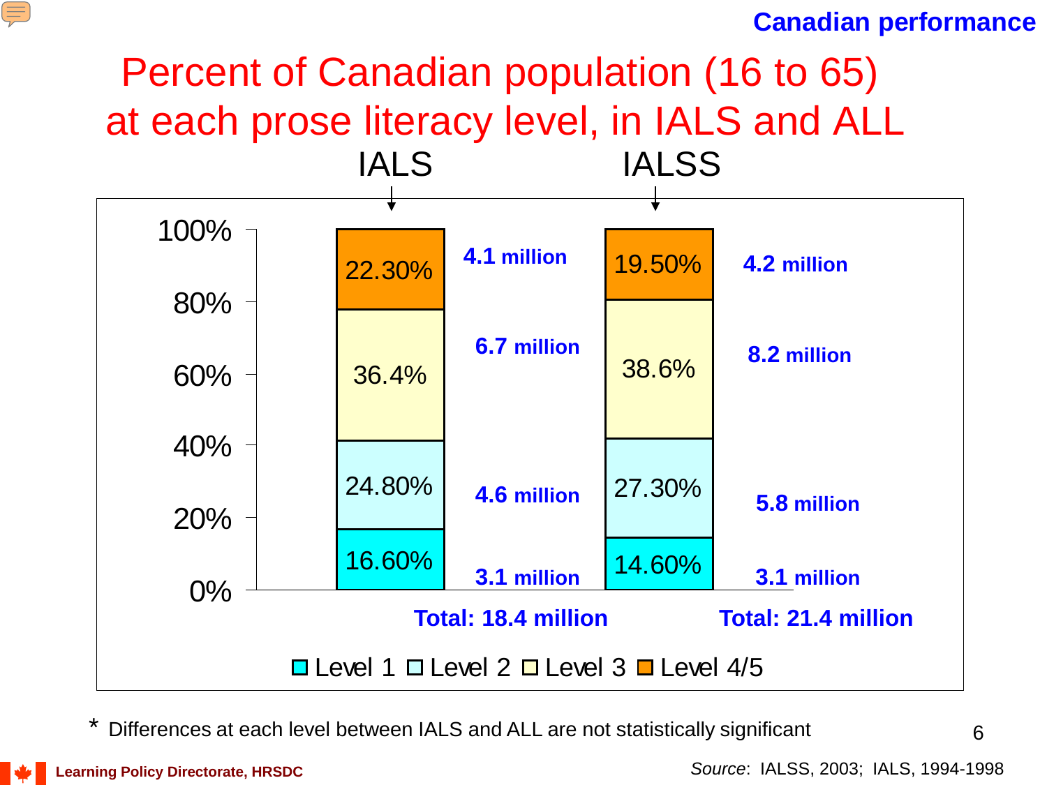Canadian performance

# Percent of Canadian population (16 to 65) at each prose literacy level, in IALS and ALL

| Level | IALS (%) | IALS (population) | IALSS (%) | IALSS (population) |
|---|---|---|---|---|
| Level 4/5 | 22.30% | 4.1 million | 19.50% | 4.2 million |
| Level 3 | 36.4% | 6.7 million | 38.6% | 8.2 million |
| Level 2 | 24.80% | 4.6 million | 27.30% | 5.8 million |
| Level 1 | 16.60% | 3.1 million | 14.60% | 3.1 million |
| Total | | 18.4 million | | 21.4 million |

\* Differences at each level between IALS and ALL are not statistically significant

Learning Policy Directorate, HRSDC

*Source*: IALSS, 2003; IALS, 1994-1998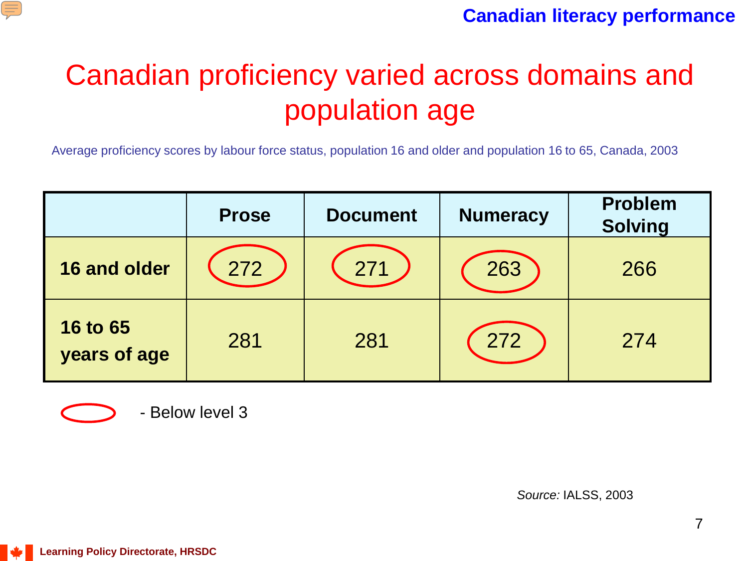# Canadian proficiency varied across domains and population age

Average proficiency scores by labour force status, population 16 and older and population 16 to 65, Canada, 2003

| | Prose | Document | Numeracy | Problem Solving |
|---|---|---|---|---|
| **16 and older** | 272 | 271 | 263 | 266 |
| **16 to 65 years of age** | 281 | 281 | 272 | 274 |

Circled values (16 and older: Prose 272, Document 271, Numeracy 263; 16 to 65 years of age: Numeracy 272) - Below level 3

*Source:* IALSS, 2003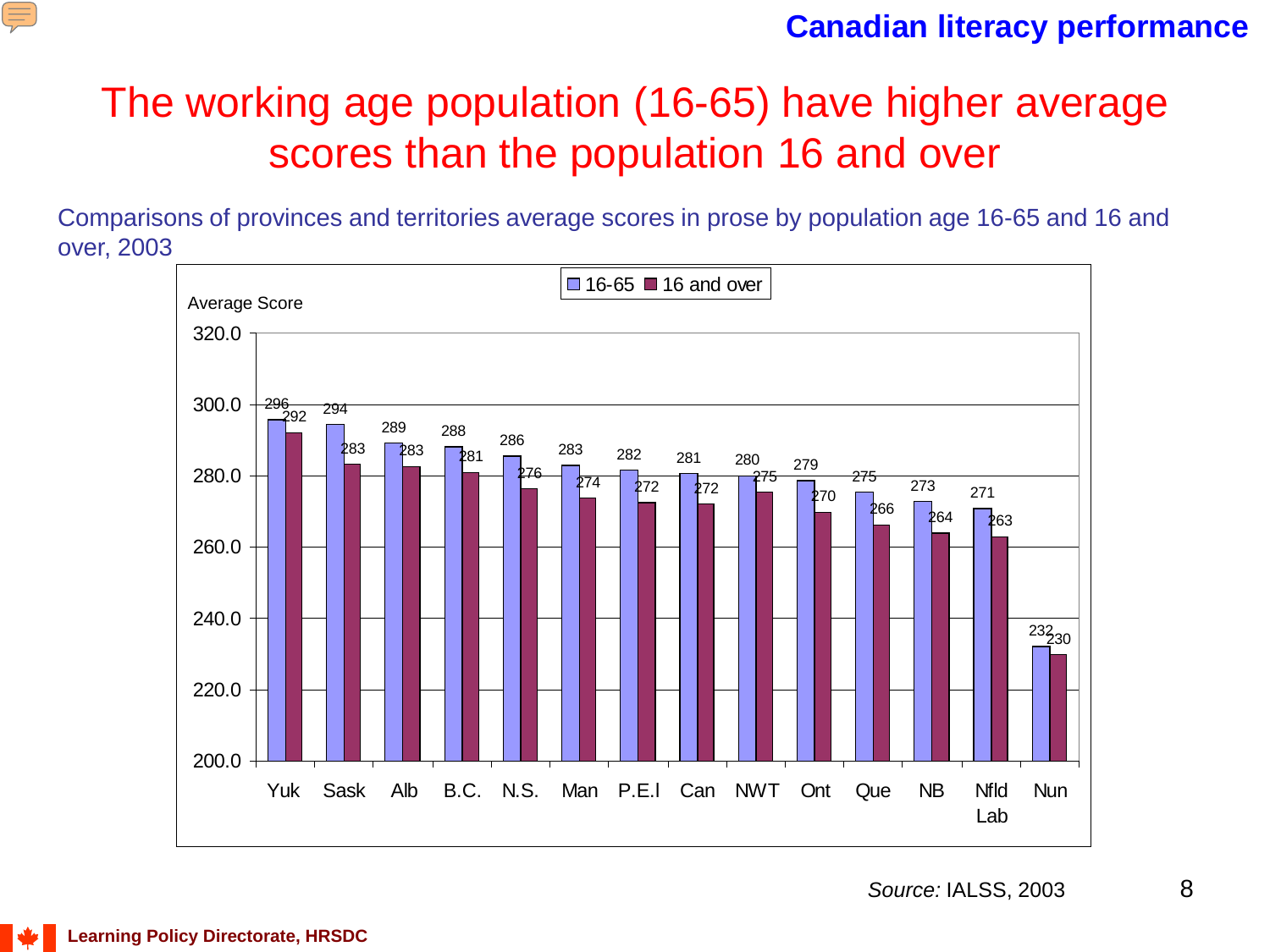# The working age population (16-65) have higher average scores than the population 16 and over

Comparisons of provinces and territories average scores in prose by population age 16-65 and 16 and over, 2003

| Province/Territory | 16-65 | 16 and over |
|---|---|---|
| Yuk | 296 | 292 |
| Sask | 294 | 283 |
| Alb | 289 | 283 |
| B.C. | 288 | 281 |
| N.S. | 286 | 276 |
| Man | 283 | 274 |
| P.E.I | 282 | 272 |
| Can | 281 | 272 |
| NWT | 280 | 275 |
| Ont | 279 | 270 |
| Que | 275 | 266 |
| NB | 273 | 264 |
| Nfld Lab | 271 | 263 |
| Nun | 232 | 230 |

*Source:* IALSS, 2003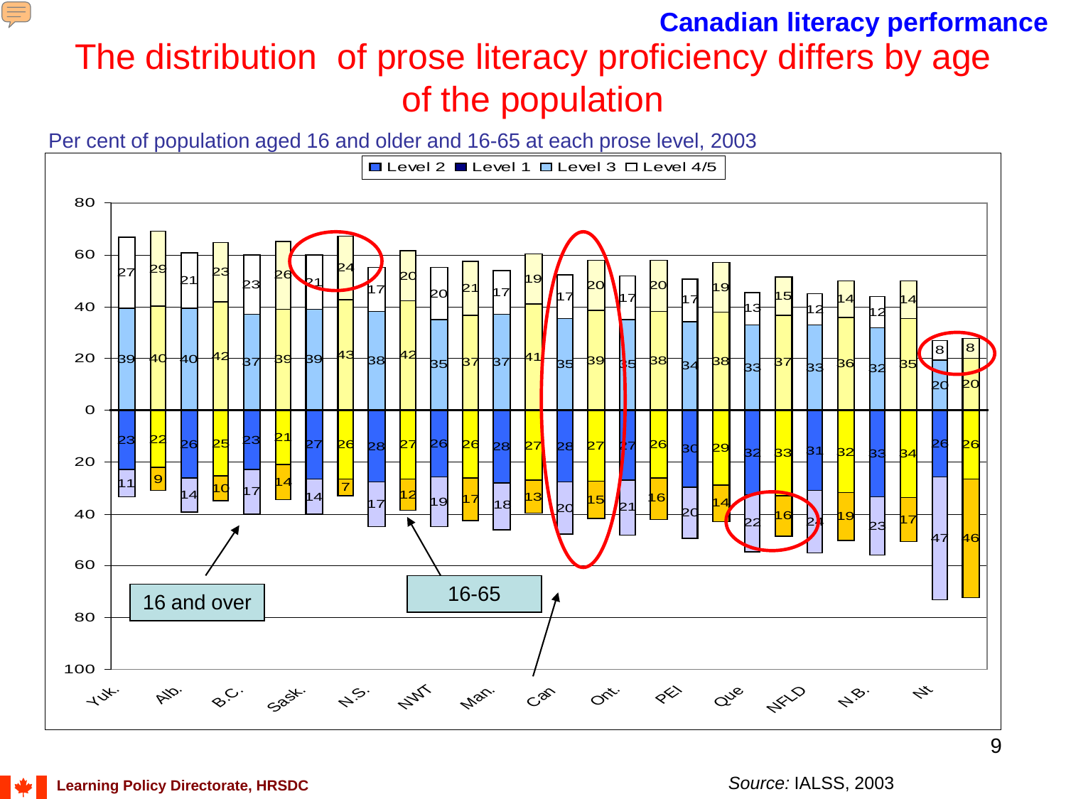Canadian literacy performance

# The distribution of prose literacy proficiency differs by age of the population

Per cent of population aged 16 and older and 16-65 at each prose level, 2003

Legend: Level 2, Level 1, Level 3, Level 4/5

| Jurisdiction | Group | Level 4/5 | Level 3 | Level 2 | Level 1 |
|---|---|---|---|---|---|
| Yuk. | 16 and over | 27 | 39 | 23 | 11 |
| Yuk. | 16-65 | 29 | 40 | 22 | 9 |
| Alb. | 16 and over | 21 | 40 | 26 | 14 |
| Alb. | 16-65 | 23 | 42 | 25 | 10 |
| B.C. | 16 and over | 23 | 37 | 23 | 17 |
| B.C. | 16-65 | 26 | 39 | 21 | 14 |
| Sask. | 16 and over | 21 | 39 | 27 | 14 |
| Sask. | 16-65 | 24 | 43 | 26 | 7 |
| N.S. | 16 and over | 17 | 38 | 28 | 17 |
| N.S. | 16-65 | 20 | 42 | 27 | 12 |
| NWT | 16 and over | 20 | 35 | 26 | 19 |
| NWT | 16-65 | 21 | 37 | 26 | 17 |
| Man. | 16 and over | 17 | 37 | 28 | 18 |
| Man. | 16-65 | 19 | 41 | 27 | 13 |
| Can | 16 and over | 17 | 35 | 28 | 20 |
| Can | 16-65 | 20 | 39 | 27 | 15 |
| Ont. | 16 and over | 17 | 35 | 27 | 21 |
| Ont. | 16-65 | 20 | 38 | 26 | 16 |
| PEI | 16 and over | 17 | 34 | 30 | 20 |
| PEI | 16-65 | 19 | 38 | 29 | 14 |
| Que | 16 and over | 13 | 33 | 32 | 22 |
| Que | 16-65 | 15 | 37 | 33 | 16 |
| NFLD | 16 and over | 12 | 33 | 31 | 24 |
| NFLD | 16-65 | 14 | 36 | 32 | 19 |
| N.B. | 16 and over | 12 | 32 | 33 | 23 |
| N.B. | 16-65 | 14 | 35 | 34 | 17 |
| Nt | 16 and over | 8 | 20 | 26 | 47 |
| Nt | 16-65 | 8 | 20 | 26 | 46 |

Learning Policy Directorate, HRSDC

*Source:* IALSS, 2003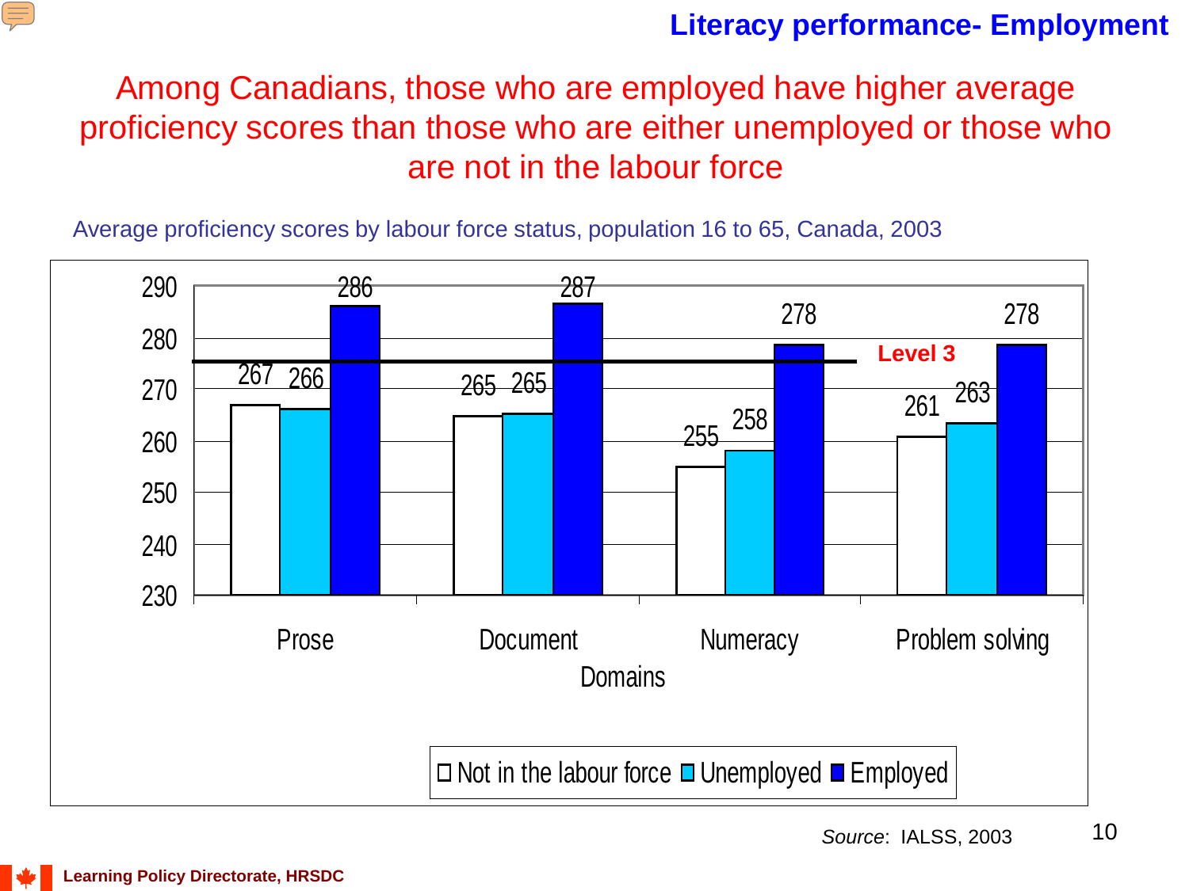# Literacy performance- Employment

## Among Canadians, those who are employed have higher average proficiency scores than those who are either unemployed or those who are not in the labour force

Average proficiency scores by labour force status, population 16 to 65, Canada, 2003

| Domains | Not in the labour force | Unemployed | Employed |
|---|---|---|---|
| Prose | 267 | 266 | 286 |
| Document | 265 | 265 | 287 |
| Numeracy | 255 | 258 | 278 |
| Problem solving | 261 | 263 | 278 |

Level 3

*Source*: IALSS, 2003

Learning Policy Directorate, HRSDC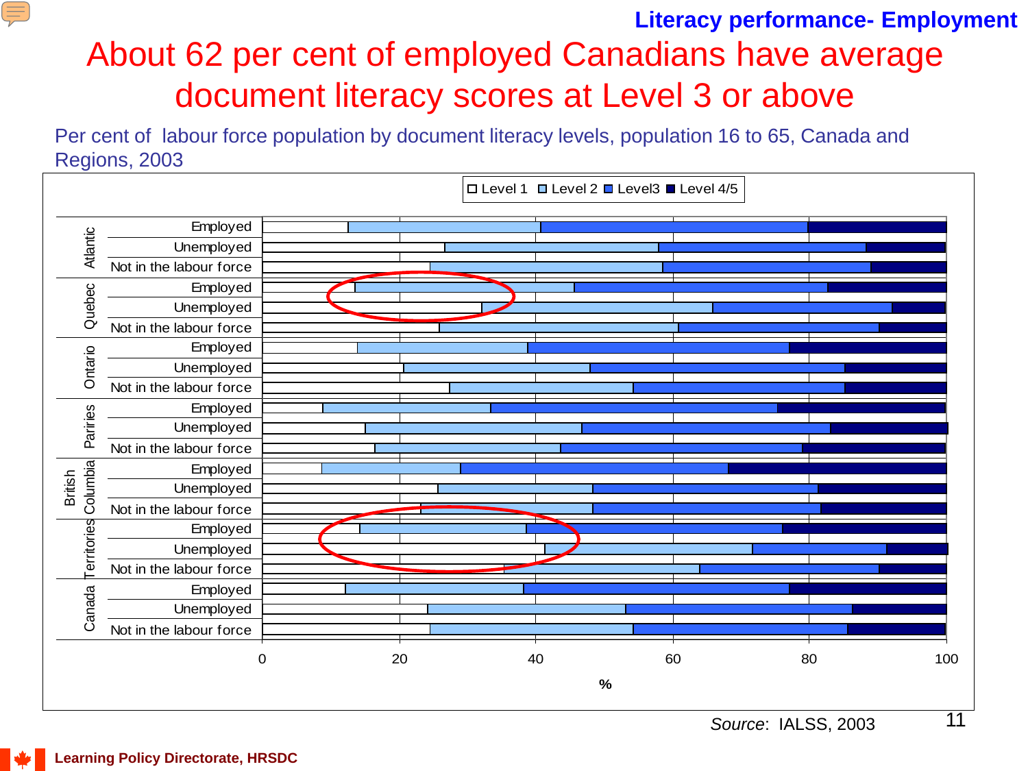Literacy performance- Employment

# About 62 per cent of employed Canadians have average document literacy scores at Level 3 or above

Per cent of labour force population by document literacy levels, population 16 to 65, Canada and Regions, 2003

Legend: Level 1, Level 2, Level3, Level 4/5

| Region | Status |
|---|---|
| Atlantic | Employed |
| | Unemployed |
| | Not in the labour force |
| Quebec | Employed |
| | Unemployed |
| | Not in the labour force |
| Ontario | Employed |
| | Unemployed |
| | Not in the labour force |
| Pariries | Employed |
| | Unemployed |
| | Not in the labour force |
| British Columbia | Employed |
| | Unemployed |
| | Not in the labour force |
| Territories | Employed |
| | Unemployed |
| | Not in the labour force |
| Canada | Employed |
| | Unemployed |
| | Not in the labour force |

X-axis: % (0, 20, 40, 60, 80, 100)

*Source*: IALSS, 2003

Learning Policy Directorate, HRSDC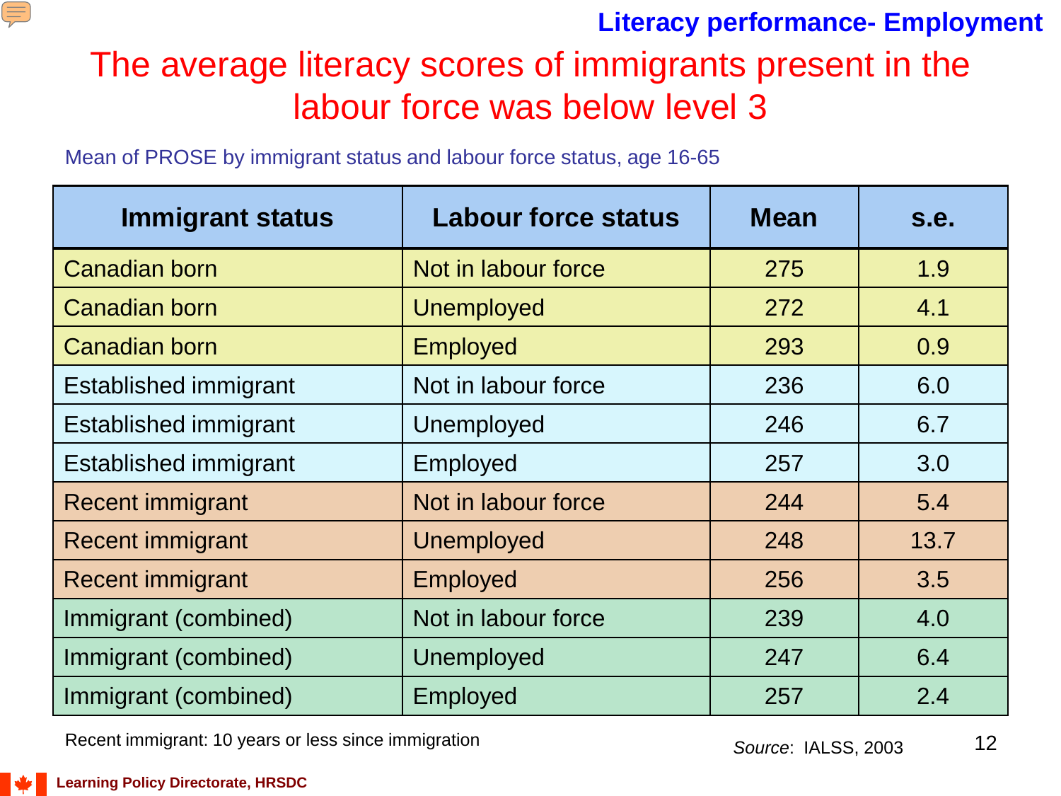**Literacy performance- Employment**

# The average literacy scores of immigrants present in the labour force was below level 3

Mean of PROSE by immigrant status and labour force status, age 16-65

| Immigrant status | Labour force status | Mean | s.e. |
|---|---|---|---|
| Canadian born | Not in labour force | 275 | 1.9 |
| Canadian born | Unemployed | 272 | 4.1 |
| Canadian born | Employed | 293 | 0.9 |
| Established immigrant | Not in labour force | 236 | 6.0 |
| Established immigrant | Unemployed | 246 | 6.7 |
| Established immigrant | Employed | 257 | 3.0 |
| Recent immigrant | Not in labour force | 244 | 5.4 |
| Recent immigrant | Unemployed | 248 | 13.7 |
| Recent immigrant | Employed | 256 | 3.5 |
| Immigrant (combined) | Not in labour force | 239 | 4.0 |
| Immigrant (combined) | Unemployed | 247 | 6.4 |
| Immigrant (combined) | Employed | 257 | 2.4 |

Recent immigrant: 10 years or less since immigration

*Source*: IALSS, 2003

Learning Policy Directorate, HRSDC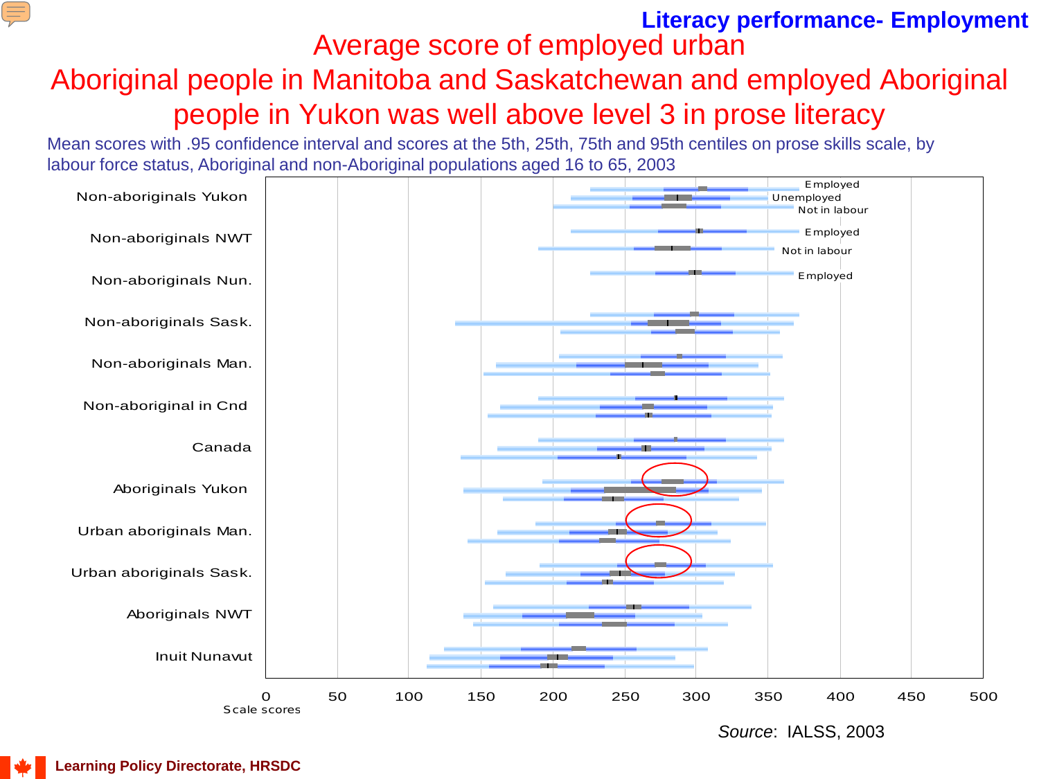## Literacy performance- Employment

# Average score of employed urban Aboriginal people in Manitoba and Saskatchewan and employed Aboriginal people in Yukon was well above level 3 in prose literacy

Mean scores with .95 confidence interval and scores at the 5th, 25th, 75th and 95th centiles on prose skills scale, by labour force status, Aboriginal and non-Aboriginal populations aged 16 to 65, 2003

Non-aboriginals Yukon — Employed, Unemployed, Not in labour

Non-aboriginals NWT — Employed, Not in labour

Non-aboriginals Nun. — Employed

Non-aboriginals Sask.

Non-aboriginals Man.

Non-aboriginal in Cnd

Canada

Aboriginals Yukon

Urban aboriginals Man.

Urban aboriginals Sask.

Aboriginals NWT

Inuit Nunavut

Scale scores: 0, 50, 100, 150, 200, 250, 300, 350, 400, 450, 500

*Source*: IALSS, 2003

Learning Policy Directorate, HRSDC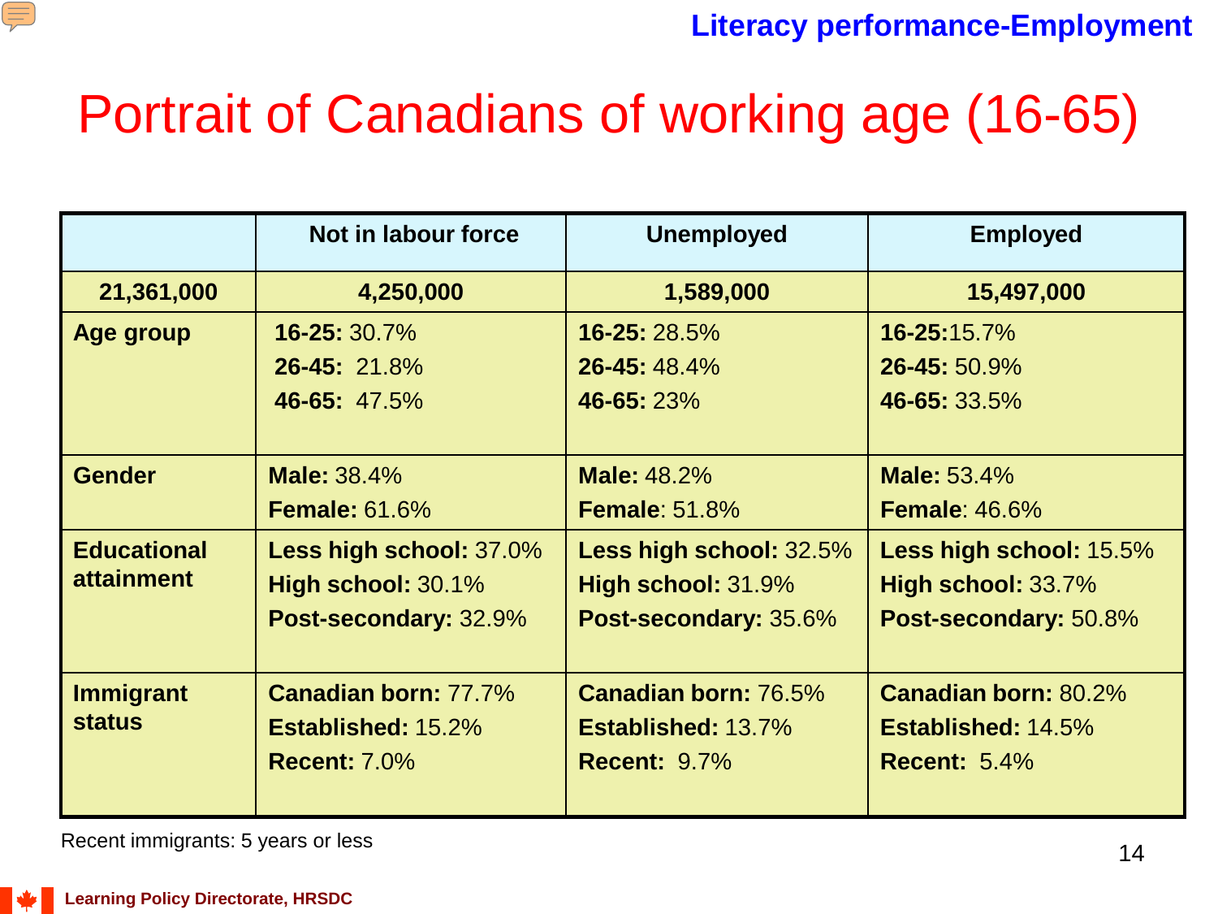# Portrait of Canadians of working age (16-65)

| | Not in labour force | Unemployed | Employed |
|---|---|---|---|
| **21,361,000** | **4,250,000** | **1,589,000** | **15,497,000** |
| **Age group** | **16-25:** 30.7%<br>**26-45:** 21.8%<br>**46-65:** 47.5% | **16-25:** 28.5%<br>**26-45:** 48.4%<br>**46-65:** 23% | **16-25:**15.7%<br>**26-45:** 50.9%<br>**46-65:** 33.5% |
| **Gender** | **Male:** 38.4%<br>**Female:** 61.6% | **Male:** 48.2%<br>**Female**: 51.8% | **Male:** 53.4%<br>**Female**: 46.6% |
| **Educational attainment** | **Less high school:** 37.0%<br>**High school:** 30.1%<br>**Post-secondary:** 32.9% | **Less high school:** 32.5%<br>**High school:** 31.9%<br>**Post-secondary:** 35.6% | **Less high school:** 15.5%<br>**High school:** 33.7%<br>**Post-secondary:** 50.8% |
| **Immigrant status** | **Canadian born:** 77.7%<br>**Established:** 15.2%<br>**Recent:** 7.0% | **Canadian born:** 76.5%<br>**Established:** 13.7%<br>**Recent:** 9.7% | **Canadian born:** 80.2%<br>**Established:** 14.5%<br>**Recent:** 5.4% |

Recent immigrants: 5 years or less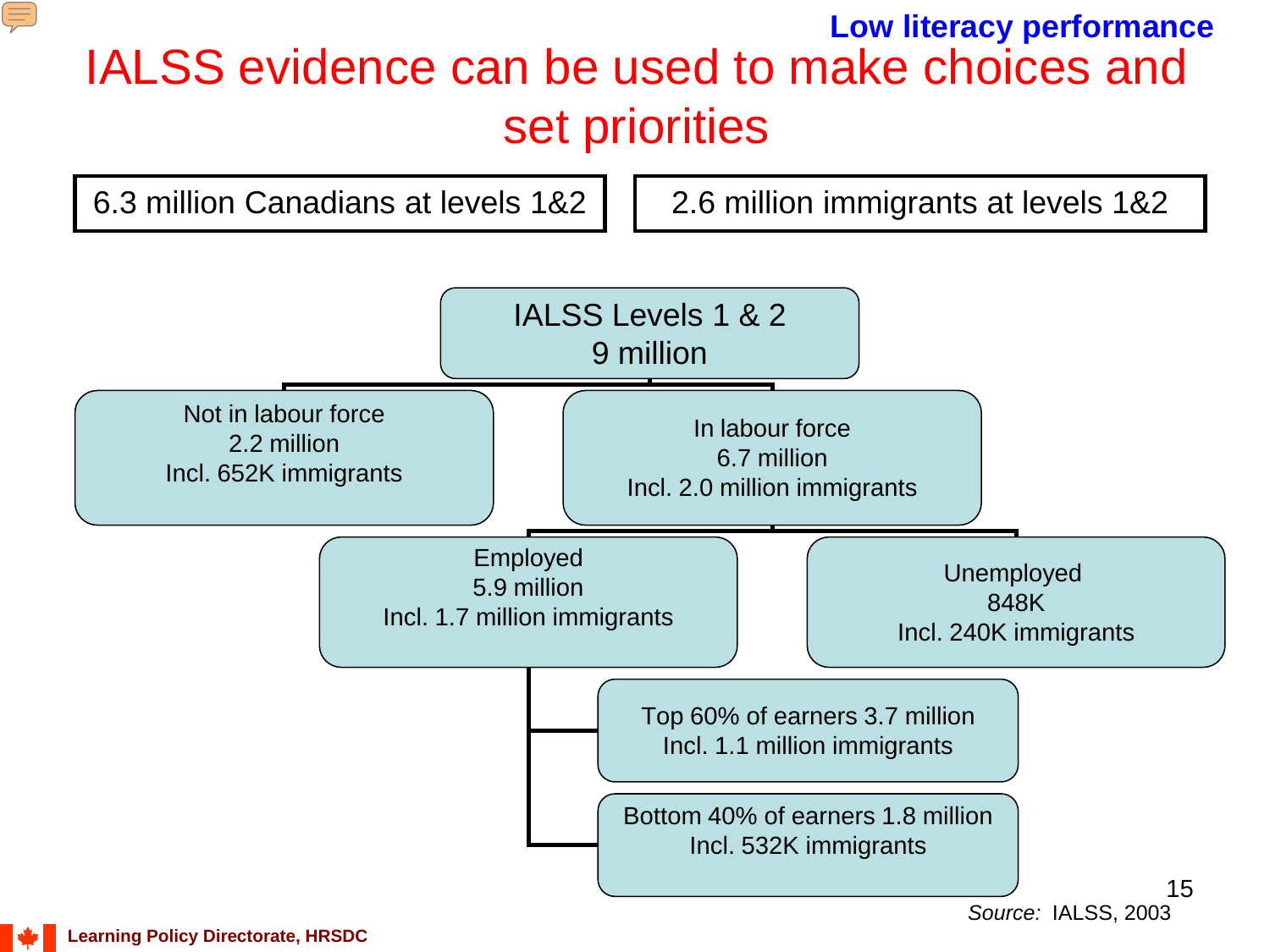Low literacy performance

# IALSS evidence can be used to make choices and set priorities

6.3 million Canadians at levels 1&2

2.6 million immigrants at levels 1&2

- IALSS Levels 1 & 2 — 9 million
  - Not in labour force — 2.2 million — Incl. 652K immigrants
  - In labour force — 6.7 million — Incl. 2.0 million immigrants
    - Employed — 5.9 million — Incl. 1.7 million immigrants
      - Top 60% of earners 3.7 million — Incl. 1.1 million immigrants
      - Bottom 40% of earners 1.8 million — Incl. 532K immigrants
    - Unemployed — 848K — Incl. 240K immigrants

*Source:* IALSS, 2003

Learning Policy Directorate, HRSDC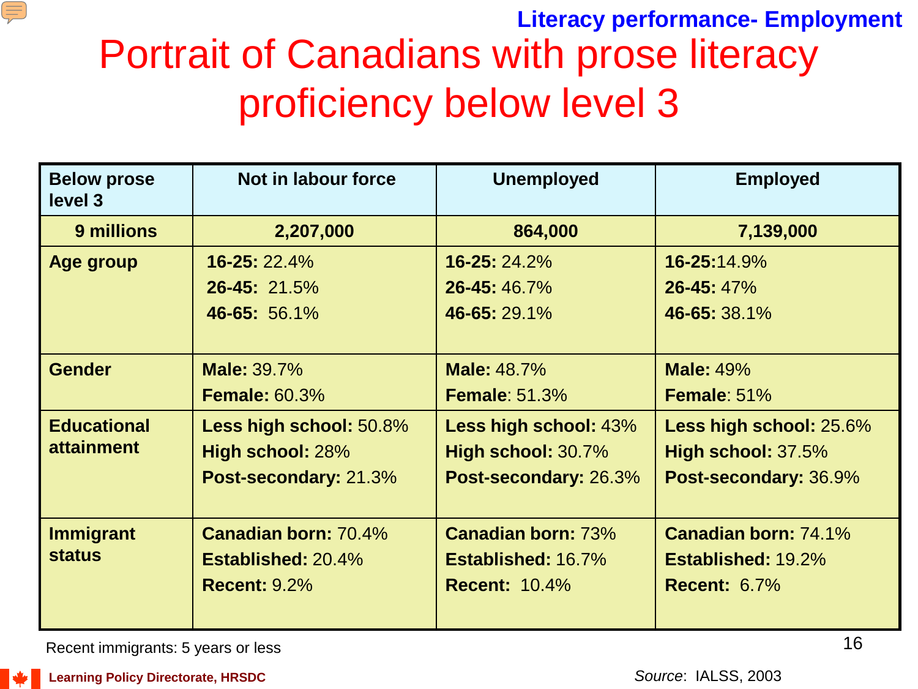Literacy performance- Employment

# Portrait of Canadians with prose literacy proficiency below level 3

| Below prose level 3 | Not in labour force | Unemployed | Employed |
|---|---|---|---|
| **9 millions** | **2,207,000** | **864,000** | **7,139,000** |
| **Age group** | **16-25:** 22.4%<br>**26-45:** 21.5%<br>**46-65:** 56.1% | **16-25:** 24.2%<br>**26-45:** 46.7%<br>**46-65:** 29.1% | **16-25:** 14.9%<br>**26-45:** 47%<br>**46-65:** 38.1% |
| **Gender** | **Male:** 39.7%<br>**Female:** 60.3% | **Male:** 48.7%<br>**Female:** 51.3% | **Male:** 49%<br>**Female:** 51% |
| **Educational attainment** | **Less high school:** 50.8%<br>**High school:** 28%<br>**Post-secondary:** 21.3% | **Less high school:** 43%<br>**High school:** 30.7%<br>**Post-secondary:** 26.3% | **Less high school:** 25.6%<br>**High school:** 37.5%<br>**Post-secondary:** 36.9% |
| **Immigrant status** | **Canadian born:** 70.4%<br>**Established:** 20.4%<br>**Recent:** 9.2% | **Canadian born:** 73%<br>**Established:** 16.7%<br>**Recent:** 10.4% | **Canadian born:** 74.1%<br>**Established:** 19.2%<br>**Recent:** 6.7% |

Recent immigrants: 5 years or less

*Source*: IALSS, 2003

Learning Policy Directorate, HRSDC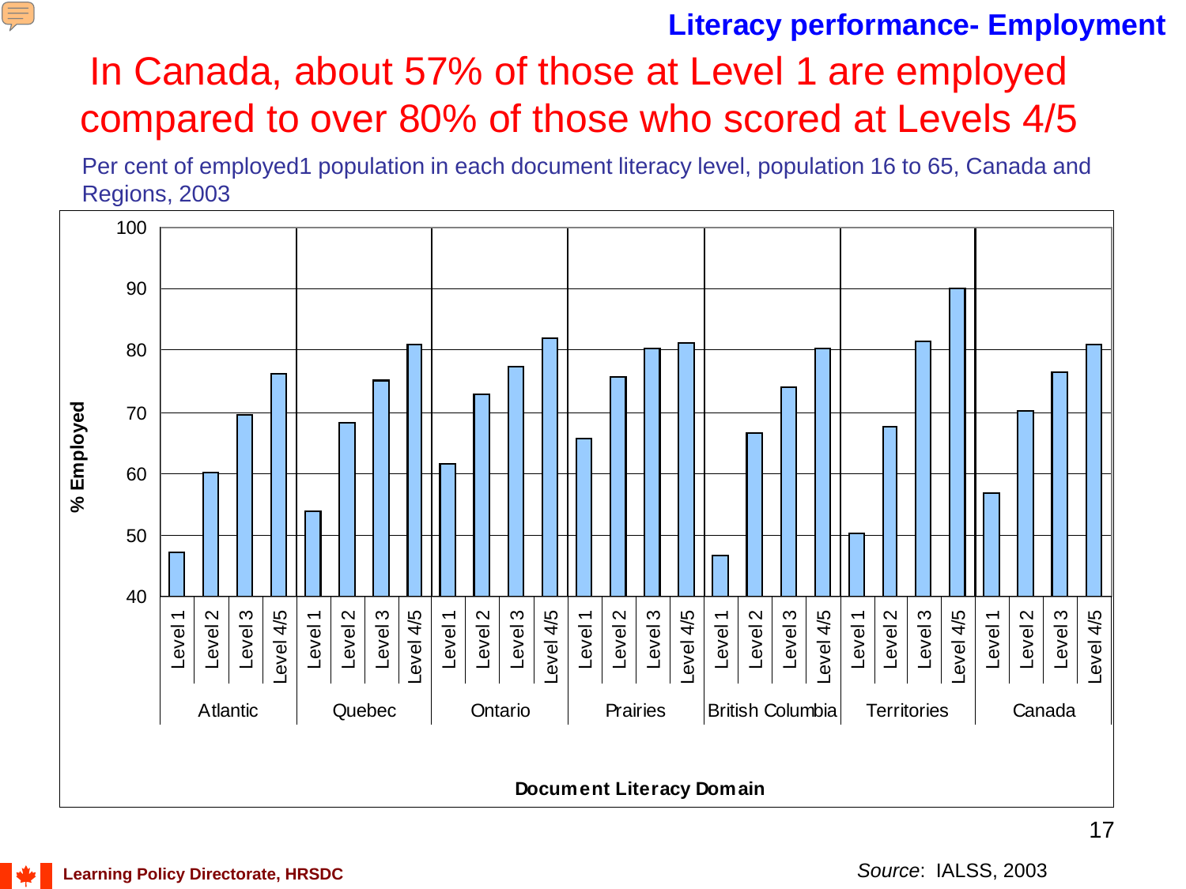**Literacy performance- Employment**

# In Canada, about 57% of those at Level 1 are employed compared to over 80% of those who scored at Levels 4/5

Per cent of employed1 population in each document literacy level, population 16 to 65, Canada and Regions, 2003

| Region | Level 1 | Level 2 | Level 3 | Level 4/5 |
|---|---|---|---|---|
| Atlantic | 47 | 60 | 69.5 | 76 |
| Quebec | 54 | 68 | 75 | 81 |
| Ontario | 61.5 | 73 | 77.5 | 82 |
| Prairies | 65.5 | 75.5 | 80 | 81 |
| British Columbia | 46.5 | 66.5 | 74 | 80 |
| Territories | 50 | 67.5 | 81.5 | 90 |
| Canada | 57 | 70 | 76.5 | 81 |

% Employed (y-axis, 40–100); Document Literacy Domain (x-axis)

*Source*: IALSS, 2003

Learning Policy Directorate, HRSDC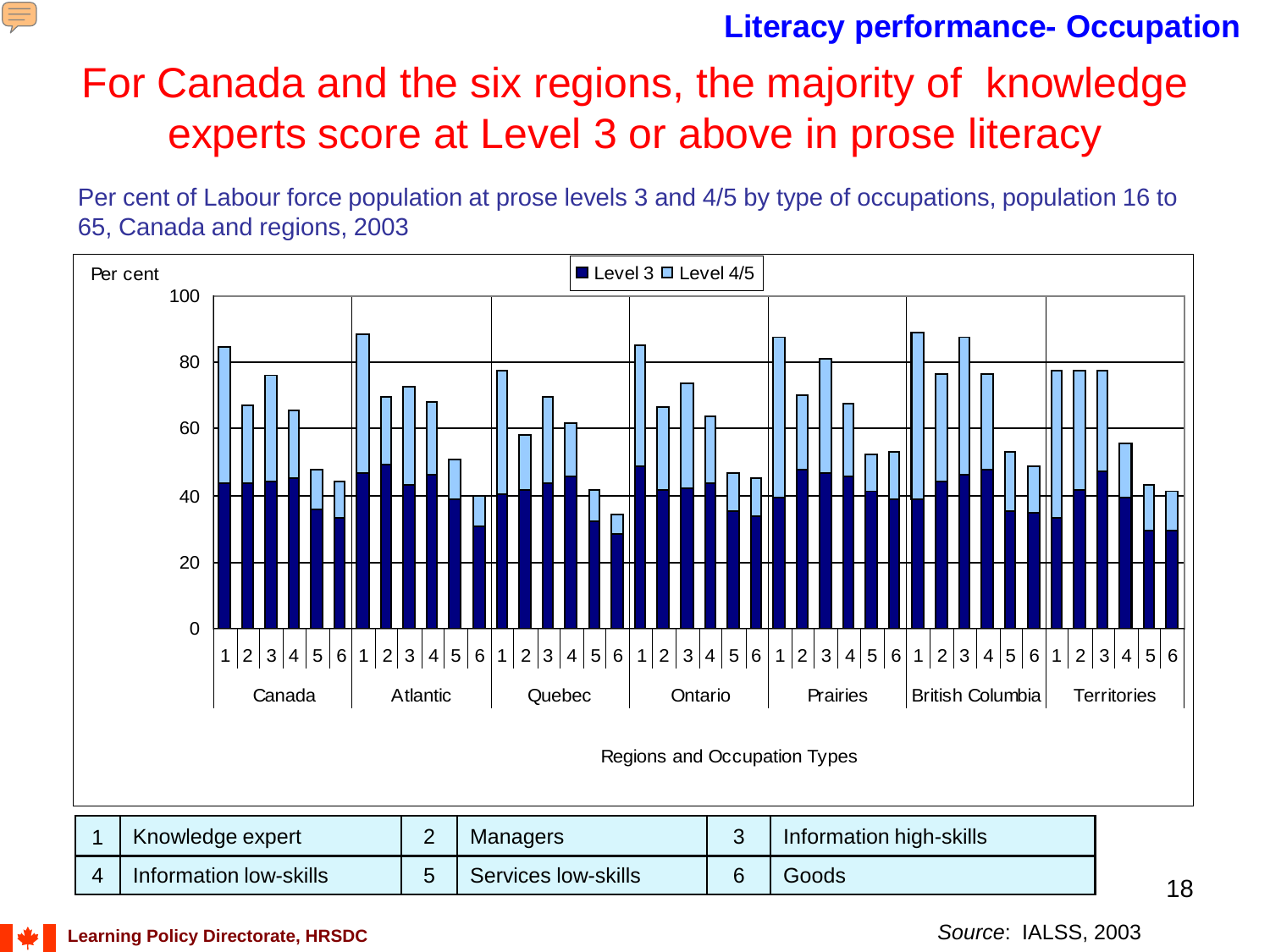## Literacy performance- Occupation

# For Canada and the six regions, the majority of knowledge experts score at Level 3 or above in prose literacy

Per cent of Labour force population at prose levels 3 and 4/5 by type of occupations, population 16 to 65, Canada and regions, 2003

Per cent

Level 3 | Level 4/5

Canada | Atlantic | Quebec | Ontario | Prairies | British Columbia | Territories

Regions and Occupation Types

| 1 | Knowledge expert | 2 | Managers | 3 | Information high-skills |
|---|---|---|---|---|---|
| 4 | Information low-skills | 5 | Services low-skills | 6 | Goods |

Learning Policy Directorate, HRSDC

*Source*: IALSS, 2003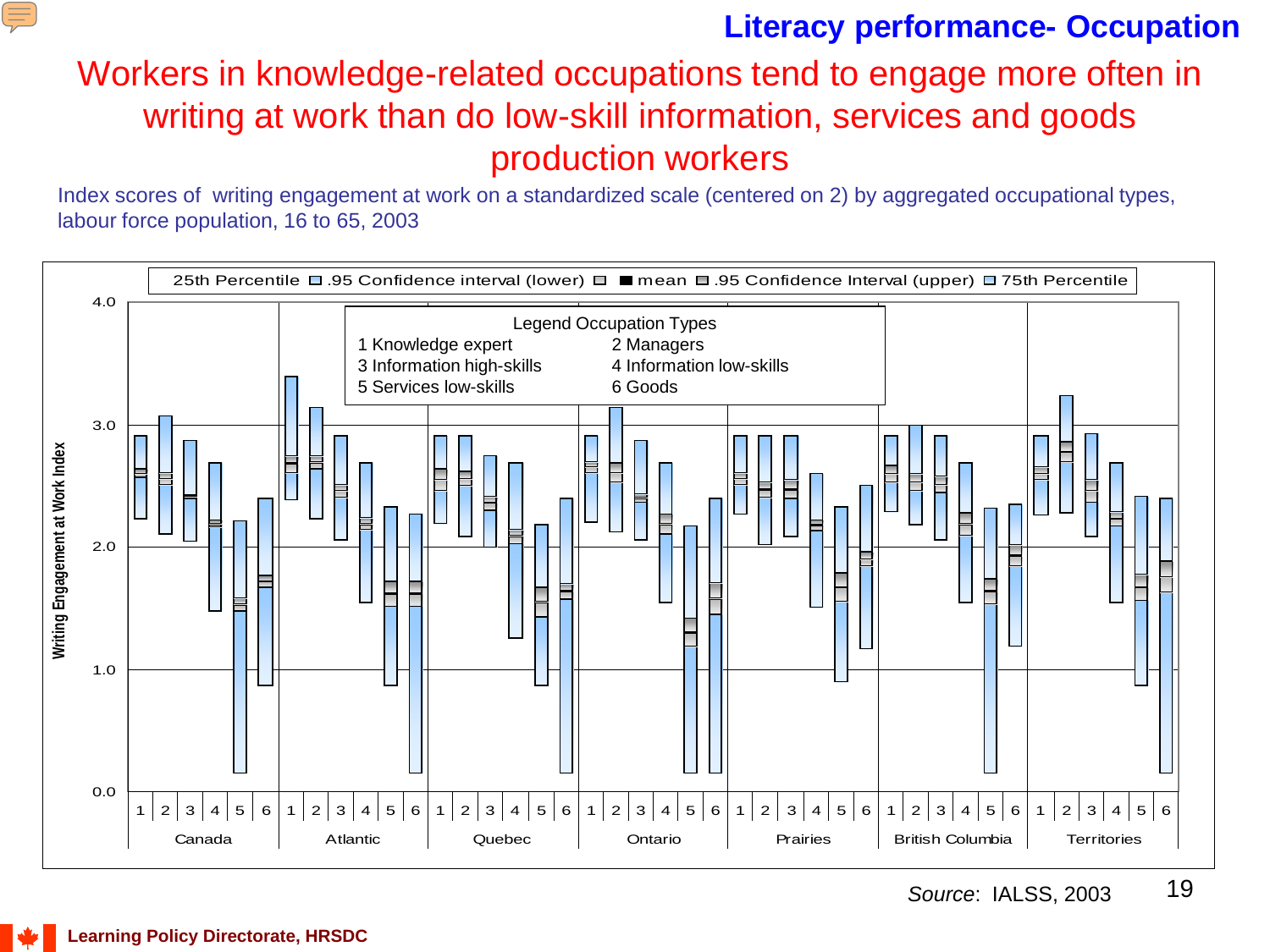# Literacy performance- Occupation

## Workers in knowledge-related occupations tend to engage more often in writing at work than do low-skill information, services and goods production workers

Index scores of writing engagement at work on a standardized scale (centered on 2) by aggregated occupational types, labour force population, 16 to 65, 2003

25th Percentile · .95 Confidence interval (lower) · mean · .95 Confidence Interval (upper) · 75th Percentile

Legend Occupation Types

1 Knowledge expert
2 Managers
3 Information high-skills
4 Information low-skills
5 Services low-skills
6 Goods

Writing Engagement at Work Index

Canada · Atlantic · Quebec · Ontario · Prairies · British Columbia · Territories

*Source*: IALSS, 2003

Learning Policy Directorate, HRSDC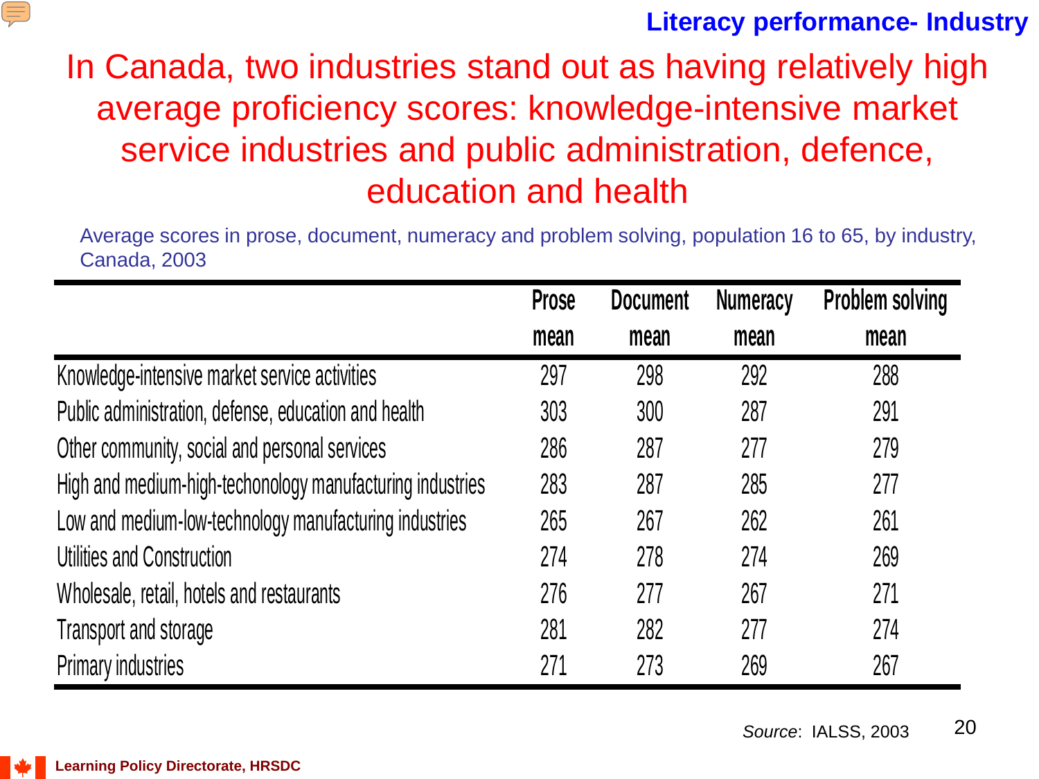**Literacy performance- Industry**

# In Canada, two industries stand out as having relatively high average proficiency scores: knowledge-intensive market service industries and public administration, defence, education and health

Average scores in prose, document, numeracy and problem solving, population 16 to 65, by industry, Canada, 2003

| | Prose mean | Document mean | Numeracy mean | Problem solving mean |
|---|---|---|---|---|
| Knowledge-intensive market service activities | 297 | 298 | 292 | 288 |
| Public administration, defense, education and health | 303 | 300 | 287 | 291 |
| Other community, social and personal services | 286 | 287 | 277 | 279 |
| High and medium-high-techonology manufacturing industries | 283 | 287 | 285 | 277 |
| Low and medium-low-technology manufacturing industries | 265 | 267 | 262 | 261 |
| Utilities and Construction | 274 | 278 | 274 | 269 |
| Wholesale, retail, hotels and restaurants | 276 | 277 | 267 | 271 |
| Transport and storage | 281 | 282 | 277 | 274 |
| Primary industries | 271 | 273 | 269 | 267 |

*Source*: IALSS, 2003

Learning Policy Directorate, HRSDC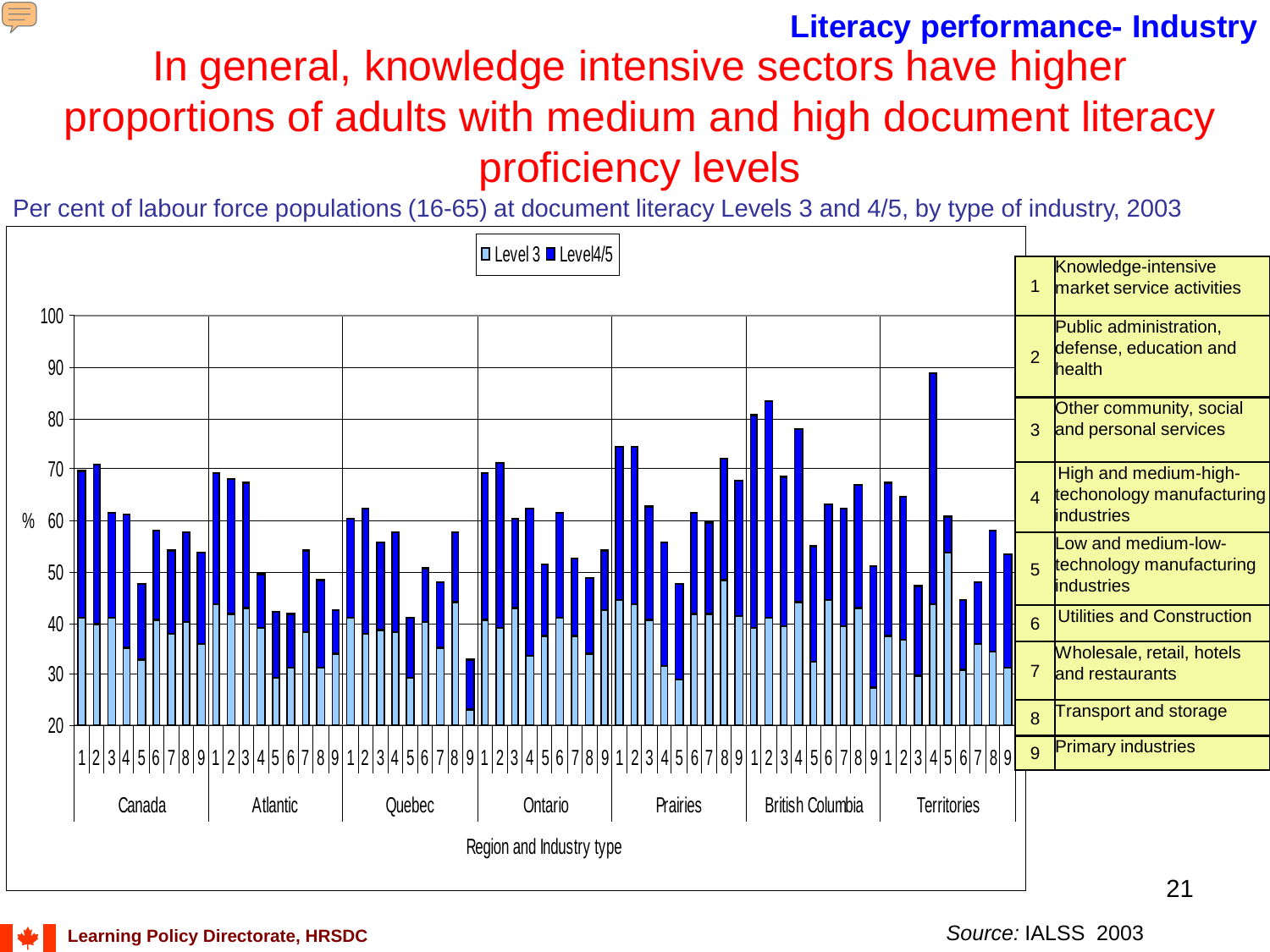# Literacy performance- Industry

## In general, knowledge intensive sectors have higher proportions of adults with medium and high document literacy proficiency levels

Per cent of labour force populations (16-65) at document literacy Levels 3 and 4/5, by type of industry, 2003

| | |
|---|---|
| 1 | Knowledge-intensive market service activities |
| 2 | Public administration, defense, education and health |
| 3 | Other community, social and personal services |
| 4 | High and medium-high-techonology manufacturing industries |
| 5 | Low and medium-low-technology manufacturing industries |
| 6 | Utilities and Construction |
| 7 | Wholesale, retail, hotels and restaurants |
| 8 | Transport and storage |
| 9 | Primary industries |

*Source:* IALSS 2003

Learning Policy Directorate, HRSDC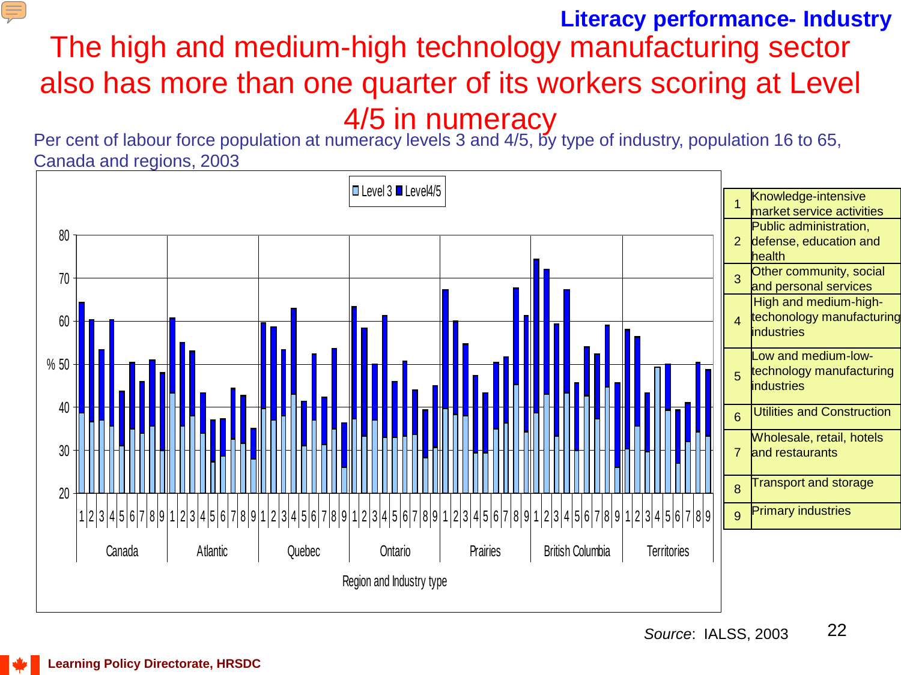**Literacy performance- Industry**

# The high and medium-high technology manufacturing sector also has more than one quarter of its workers scoring at Level 4/5 in numeracy

Per cent of labour force population at numeracy levels 3 and 4/5, by type of industry, population 16 to 65, Canada and regions, 2003

| | |
|---|---|
| 1 | Knowledge-intensive market service activities |
| 2 | Public administration, defense, education and health |
| 3 | Other community, social and personal services |
| 4 | High and medium-high-techonology manufacturing industries |
| 5 | Low and medium-low-technology manufacturing industries |
| 6 | Utilities and Construction |
| 7 | Wholesale, retail, hotels and restaurants |
| 8 | Transport and storage |
| 9 | Primary industries |

*Source*: IALSS, 2003

Learning Policy Directorate, HRSDC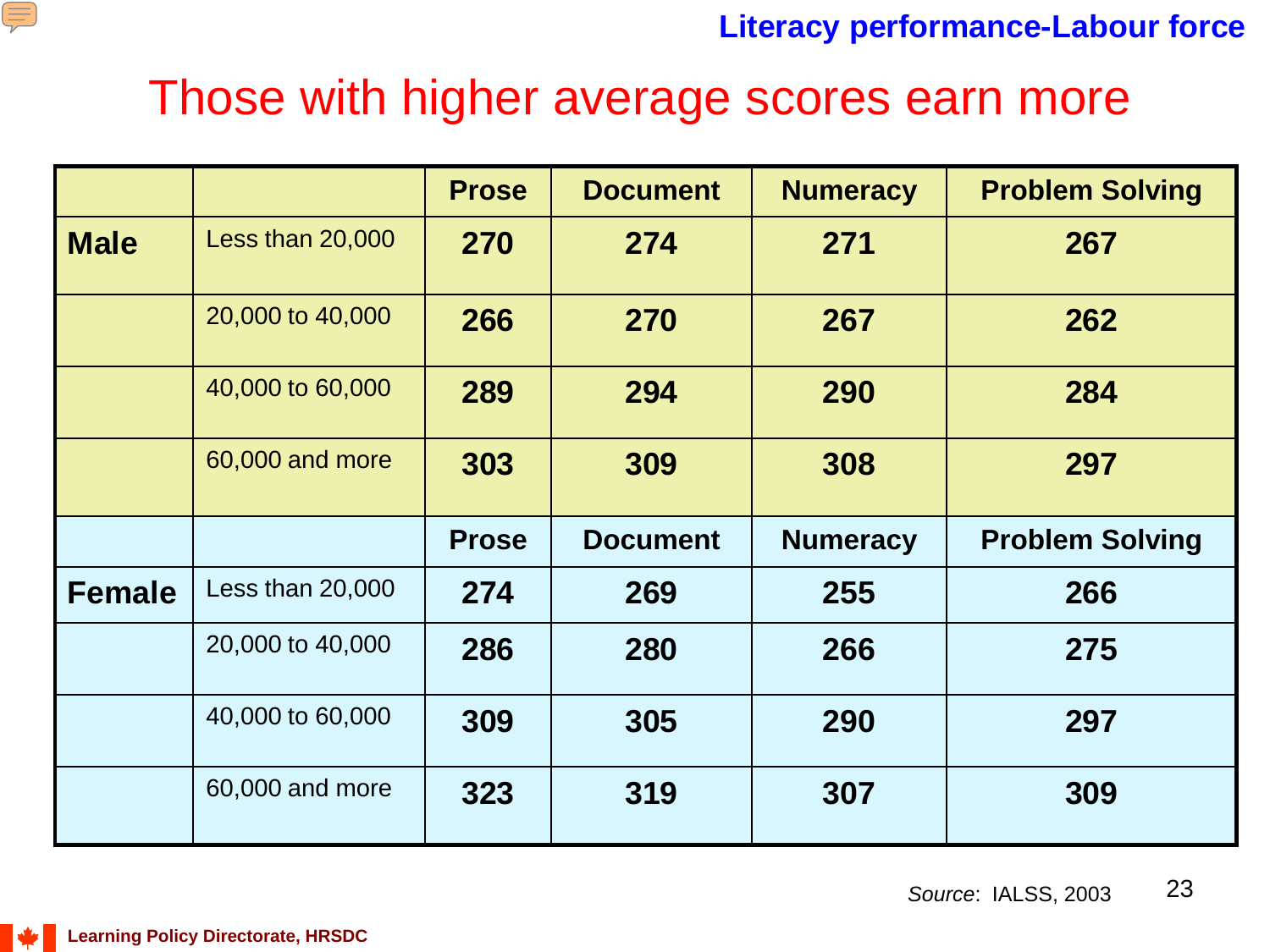# Those with higher average scores earn more

|  |  | Prose | Document | Numeracy | Problem Solving |
|---|---|---|---|---|---|
| **Male** | Less than 20,000 | **270** | **274** | **271** | **267** |
|  | 20,000 to 40,000 | **266** | **270** | **267** | **262** |
|  | 40,000 to 60,000 | **289** | **294** | **290** | **284** |
|  | 60,000 and more | **303** | **309** | **308** | **297** |
|  |  | **Prose** | **Document** | **Numeracy** | **Problem Solving** |
| **Female** | Less than 20,000 | **274** | **269** | **255** | **266** |
|  | 20,000 to 40,000 | **286** | **280** | **266** | **275** |
|  | 40,000 to 60,000 | **309** | **305** | **290** | **297** |
|  | 60,000 and more | **323** | **319** | **307** | **309** |

*Source*: IALSS, 2003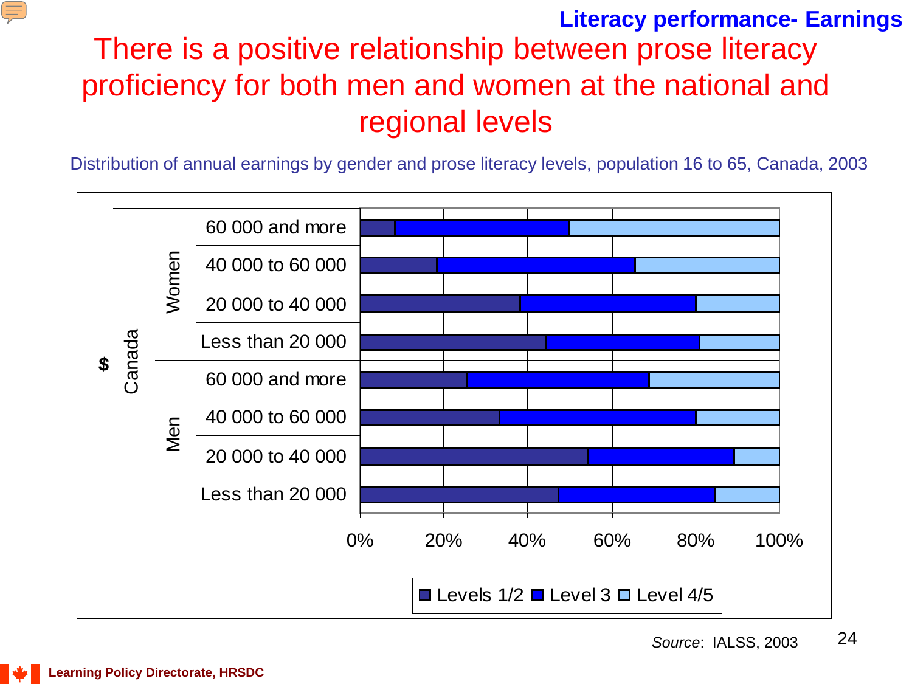**Literacy performance- Earnings**

# There is a positive relationship between prose literacy proficiency for both men and women at the national and regional levels

Distribution of annual earnings by gender and prose literacy levels, population 16 to 65, Canada, 2003

| $ | | | Levels 1/2 | Level 3 | Level 4/5 |
|---|---|---|---|---|---|
| Canada | Women | 60 000 and more | | | |
| | | 40 000 to 60 000 | | | |
| | | 20 000 to 40 000 | | | |
| | | Less than 20 000 | | | |
| | Men | 60 000 and more | | | |
| | | 40 000 to 60 000 | | | |
| | | 20 000 to 40 000 | | | |
| | | Less than 20 000 | | | |

0% 20% 40% 60% 80% 100%

Levels 1/2 | Level 3 | Level 4/5

*Source*: IALSS, 2003

Learning Policy Directorate, HRSDC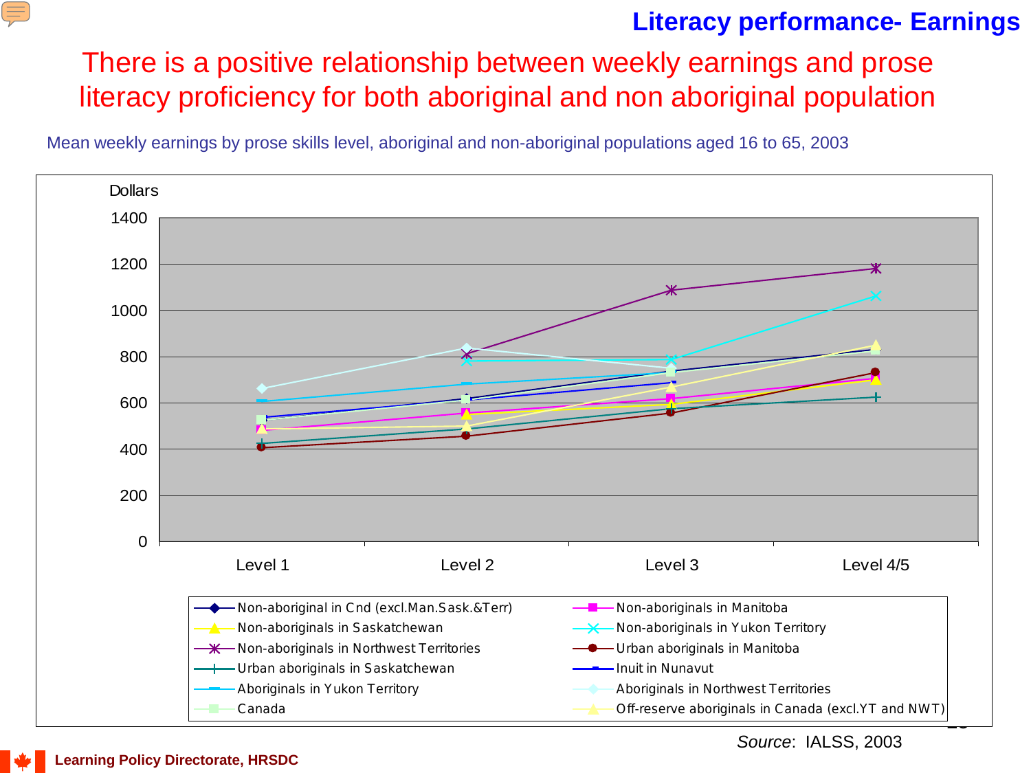## Literacy performance- Earnings

# There is a positive relationship between weekly earnings and prose literacy proficiency for both aboriginal and non aboriginal population

Mean weekly earnings by prose skills level, aboriginal and non-aboriginal populations aged 16 to 65, 2003

Dollars

1400
1200
1000
800
600
400
200
0

Level 1 | Level 2 | Level 3 | Level 4/5

- Non-aboriginal in Cnd (excl.Man.Sask.&Terr)
- Non-aboriginals in Manitoba
- Non-aboriginals in Saskatchewan
- Non-aboriginals in Yukon Territory
- Non-aboriginals in Northwest Territories
- Urban aboriginals in Manitoba
- Urban aboriginals in Saskatchewan
- Inuit in Nunavut
- Aboriginals in Yukon Territory
- Aboriginals in Northwest Territories
- Canada
- Off-reserve aboriginals in Canada (excl.YT and NWT)

*Source*: IALSS, 2003

Learning Policy Directorate, HRSDC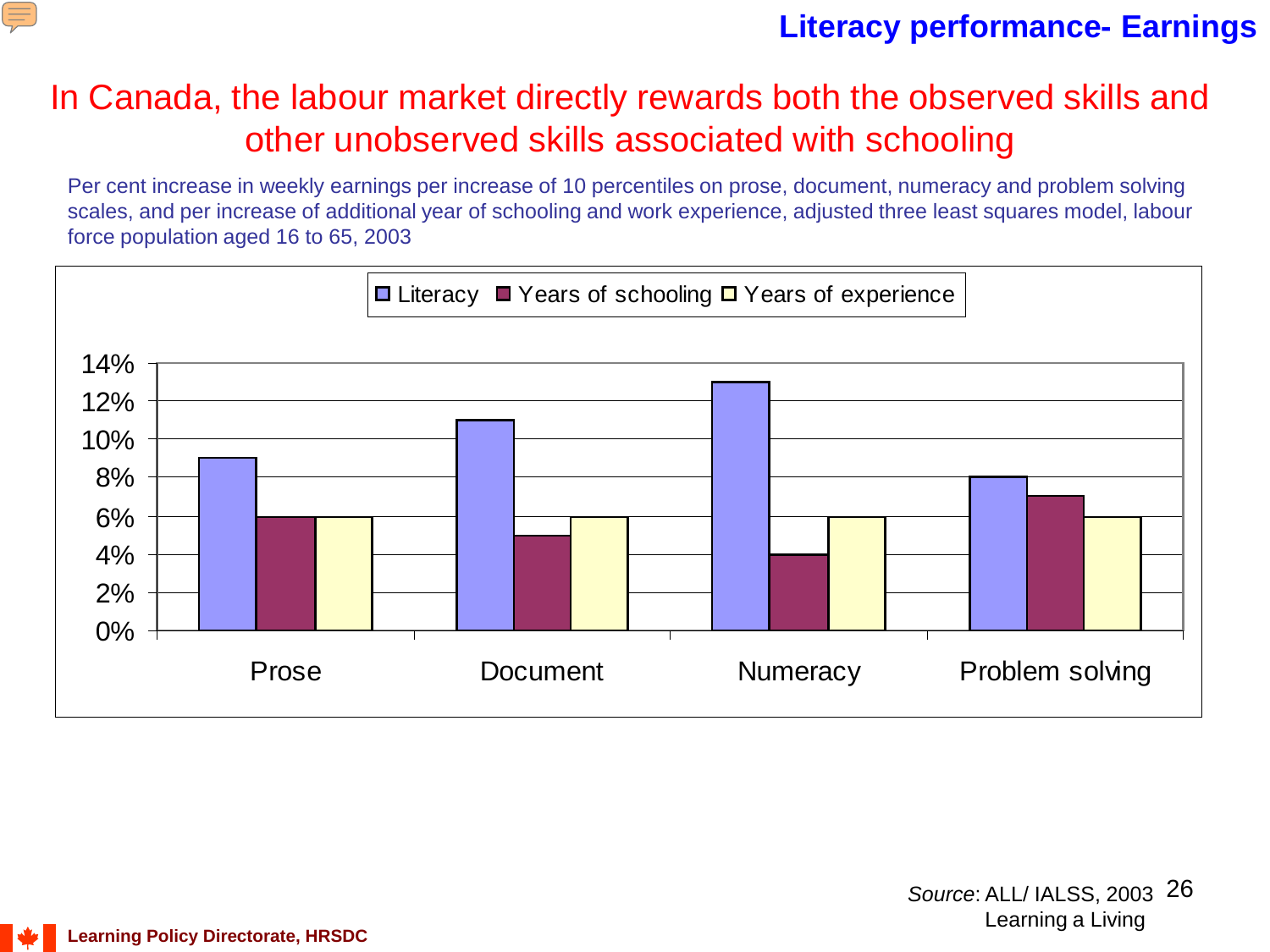## Literacy performance- Earnings

# In Canada, the labour market directly rewards both the observed skills and other unobserved skills associated with schooling

Per cent increase in weekly earnings per increase of 10 percentiles on prose, document, numeracy and problem solving scales, and per increase of additional year of schooling and work experience, adjusted three least squares model, labour force population aged 16 to 65, 2003

| | Literacy | Years of schooling | Years of experience |
|---|---|---|---|
| Prose | 9% | 6% | 6% |
| Document | 11% | 5% | 6% |
| Numeracy | 13% | 4% | 6% |
| Problem solving | 8% | 7% | 6% |

*Source*: ALL/ IALSS, 2003
Learning a Living

Learning Policy Directorate, HRSDC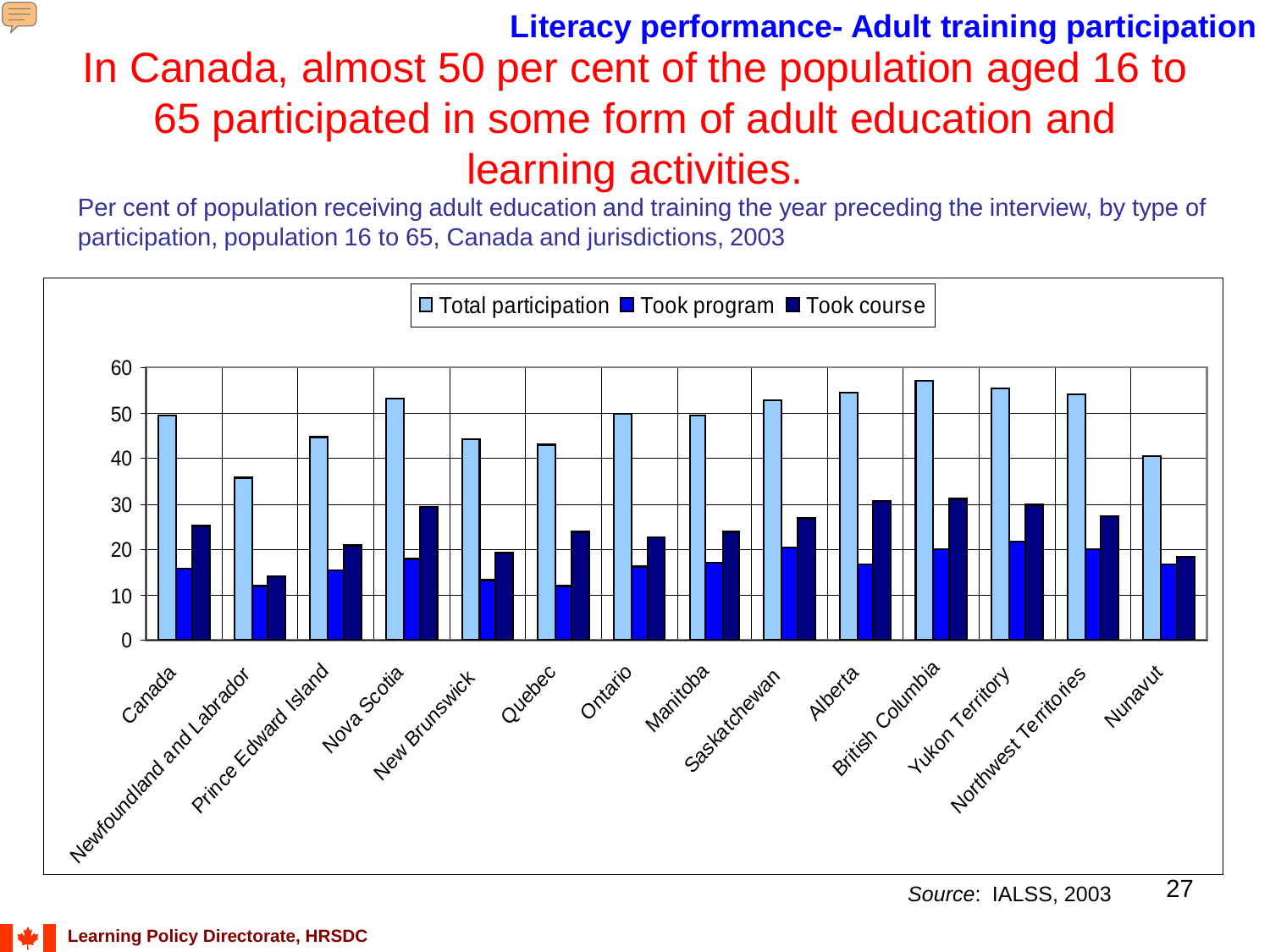## Literacy performance- Adult training participation

# In Canada, almost 50 per cent of the population aged 16 to 65 participated in some form of adult education and learning activities.

Per cent of population receiving adult education and training the year preceding the interview, by type of participation, population 16 to 65, Canada and jurisdictions, 2003

| Jurisdiction | Total participation | Took program | Took course |
|---|---|---|---|
| Canada | 49.5 | 15.8 | 25.3 |
| Newfoundland and Labrador | 35.9 | 12.1 | 14.2 |
| Prince Edward Island | 44.8 | 15.5 | 21.1 |
| Nova Scotia | 53.2 | 18.1 | 29.5 |
| New Brunswick | 44.3 | 13.4 | 19.4 |
| Quebec | 43.1 | 12.1 | 24.1 |
| Ontario | 49.8 | 16.4 | 22.8 |
| Manitoba | 49.5 | 17.2 | 24.1 |
| Saskatchewan | 52.8 | 20.5 | 27.1 |
| Alberta | 54.6 | 16.8 | 30.7 |
| British Columbia | 57.1 | 20.1 | 31.3 |
| Yukon Territory | 55.5 | 21.8 | 30.0 |
| Northwest Territories | 54.2 | 20.1 | 27.4 |
| Nunavut | 40.6 | 16.8 | 18.5 |

*Source*: IALSS, 2003

Learning Policy Directorate, HRSDC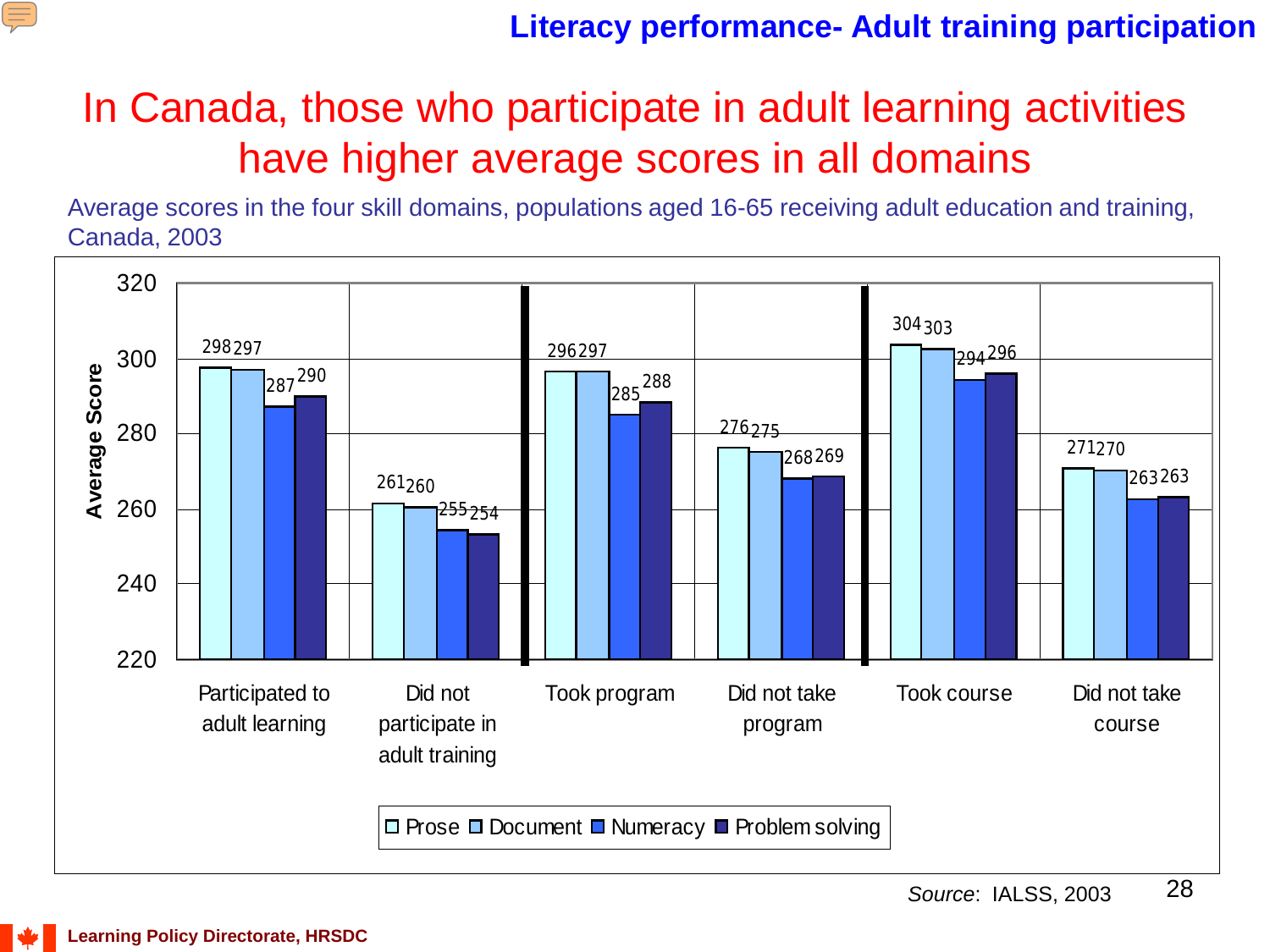## Literacy performance- Adult training participation

# In Canada, those who participate in adult learning activities have higher average scores in all domains

Average scores in the four skill domains, populations aged 16-65 receiving adult education and training, Canada, 2003

| | Prose | Document | Numeracy | Problem solving |
|---|---|---|---|---|
| Participated to adult learning | 298 | 297 | 287 | 290 |
| Did not participate in adult training | 261 | 260 | 255 | 254 |
| Took program | 296 | 297 | 285 | 288 |
| Did not take program | 276 | 275 | 268 | 269 |
| Took course | 304 | 303 | 294 | 296 |
| Did not take course | 271 | 270 | 263 | 263 |

*Source*: IALSS, 2003

Learning Policy Directorate, HRSDC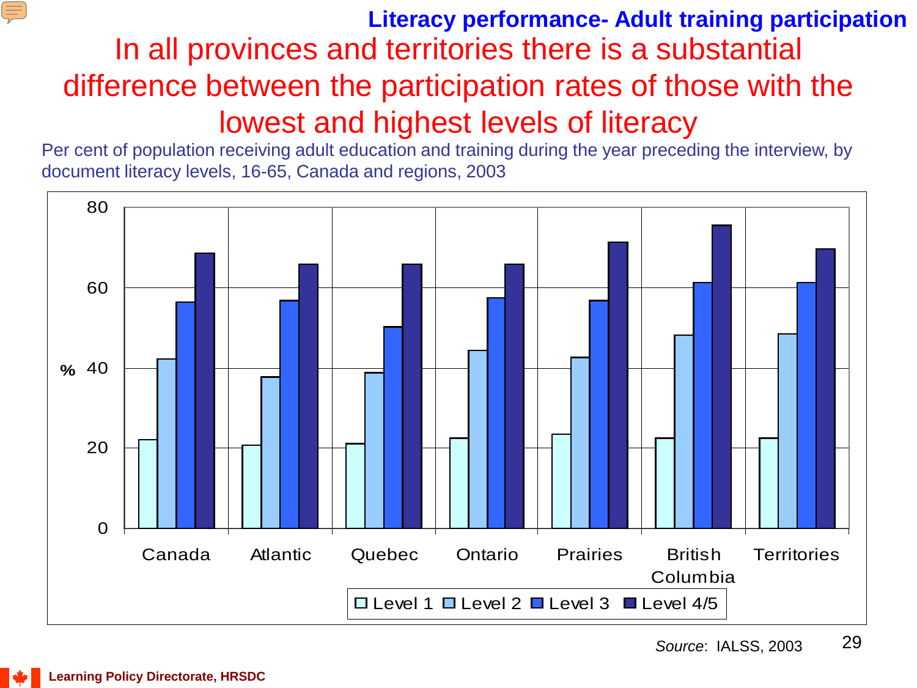## Literacy performance- Adult training participation

# In all provinces and territories there is a substantial difference between the participation rates of those with the lowest and highest levels of literacy

Per cent of population receiving adult education and training during the year preceding the interview, by document literacy levels, 16-65, Canada and regions, 2003

| | Canada | Atlantic | Quebec | Ontario | Prairies | British Columbia | Territories |
|---|---|---|---|---|---|---|---|
| Level 1 | 22 | 21 | 21 | 23 | 24 | 23 | 23 |
| Level 2 | 42 | 38 | 39 | 45 | 43 | 48 | 49 |
| Level 3 | 57 | 57 | 50 | 58 | 57 | 61 | 61 |
| Level 4/5 | 69 | 66 | 66 | 66 | 71 | 76 | 70 |

*Source*: IALSS, 2003

Learning Policy Directorate, HRSDC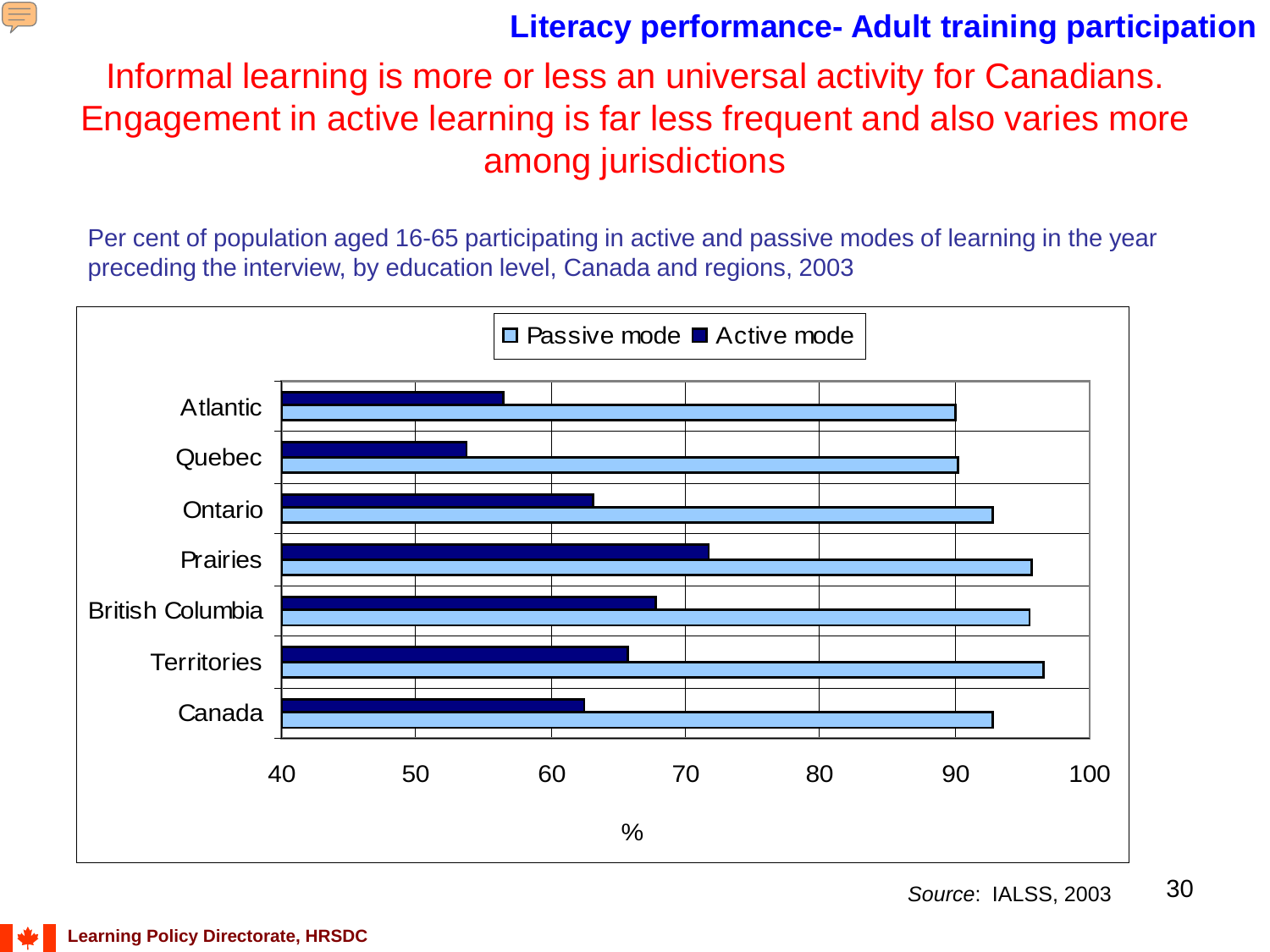## Literacy performance- Adult training participation

# Informal learning is more or less an universal activity for Canadians. Engagement in active learning is far less frequent and also varies more among jurisdictions

Per cent of population aged 16-65 participating in active and passive modes of learning in the year preceding the interview, by education level, Canada and regions, 2003

| Region | Passive mode (%) | Active mode (%) |
|---|---|---|
| Atlantic | ~90 | ~56.5 |
| Quebec | ~90 | ~54 |
| Ontario | ~93 | ~63 |
| Prairies | ~96 | ~72 |
| British Columbia | ~95.5 | ~68 |
| Territories | ~96.5 | ~66 |
| Canada | ~93 | ~62.5 |

*Source*: IALSS, 2003

Learning Policy Directorate, HRSDC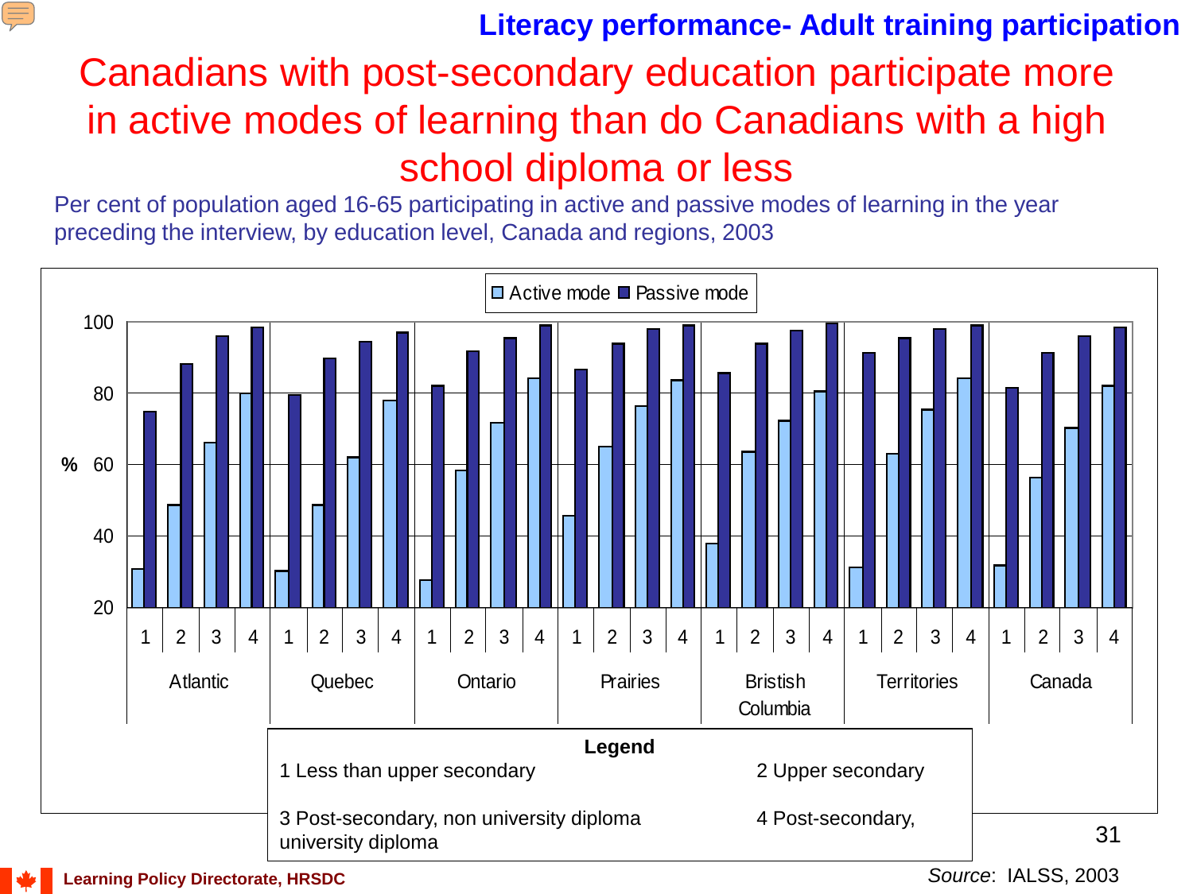## Literacy performance- Adult training participation

# Canadians with post-secondary education participate more in active modes of learning than do Canadians with a high school diploma or less

Per cent of population aged 16-65 participating in active and passive modes of learning in the year preceding the interview, by education level, Canada and regions, 2003

Active mode | Passive mode

%

100
80
60
40
20

1 2 3 4 — Atlantic
1 2 3 4 — Quebec
1 2 3 4 — Ontario
1 2 3 4 — Prairies
1 2 3 4 — Bristish Columbia
1 2 3 4 — Territories
1 2 3 4 — Canada

**Legend**

1 Less than upper secondary
2 Upper secondary
3 Post-secondary, non university diploma
4 Post-secondary, university diploma

*Source*: IALSS, 2003

Learning Policy Directorate, HRSDC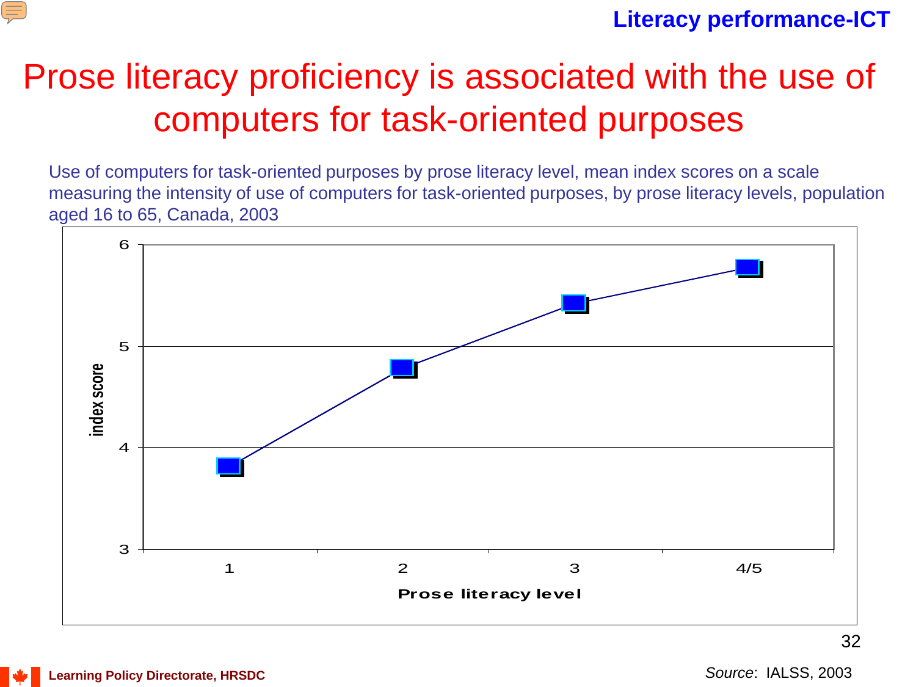# Prose literacy proficiency is associated with the use of computers for task-oriented purposes

Use of computers for task-oriented purposes by prose literacy level, mean index scores on a scale measuring the intensity of use of computers for task-oriented purposes, by prose literacy levels, population aged 16 to 65, Canada, 2003

*Source*: IALSS, 2003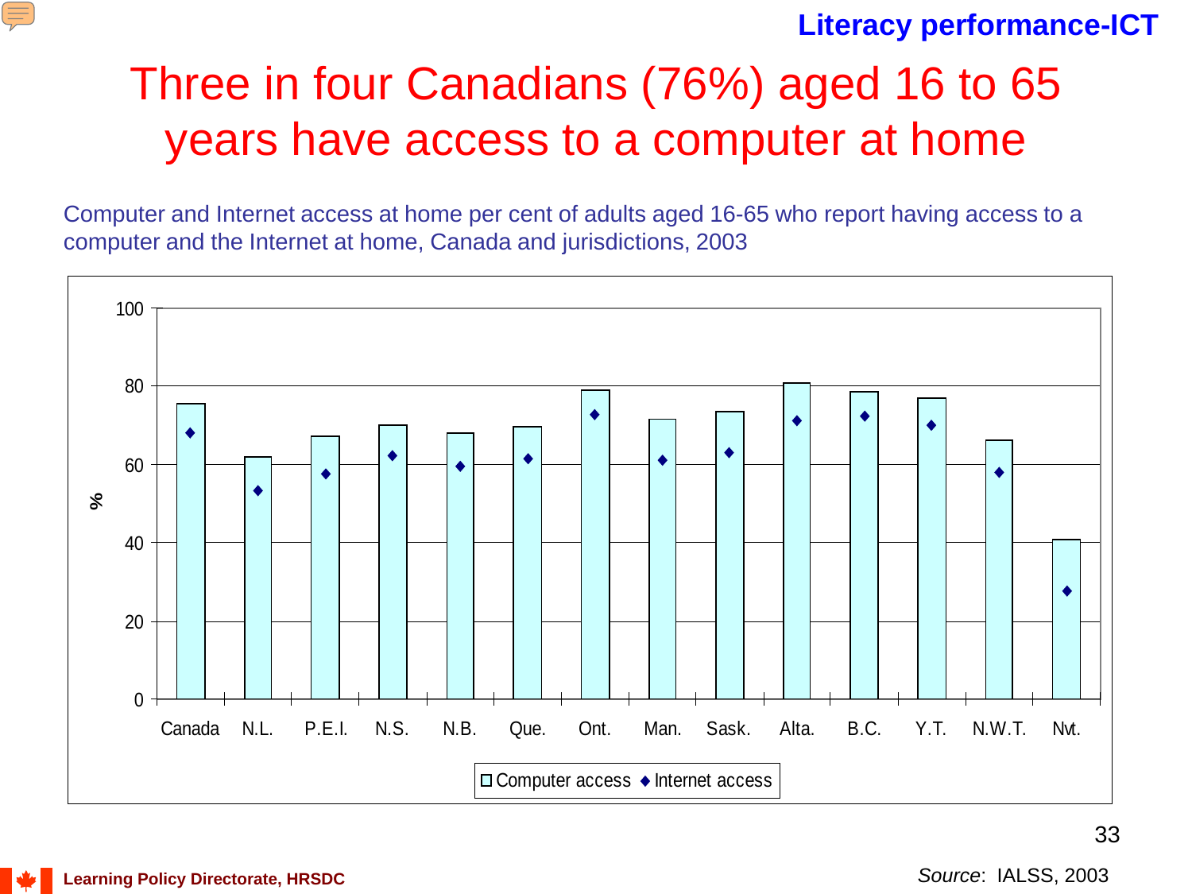**Literacy performance-ICT**

# Three in four Canadians (76%) aged 16 to 65 years have access to a computer at home

Computer and Internet access at home per cent of adults aged 16-65 who report having access to a computer and the Internet at home, Canada and jurisdictions, 2003

*Source*: IALSS, 2003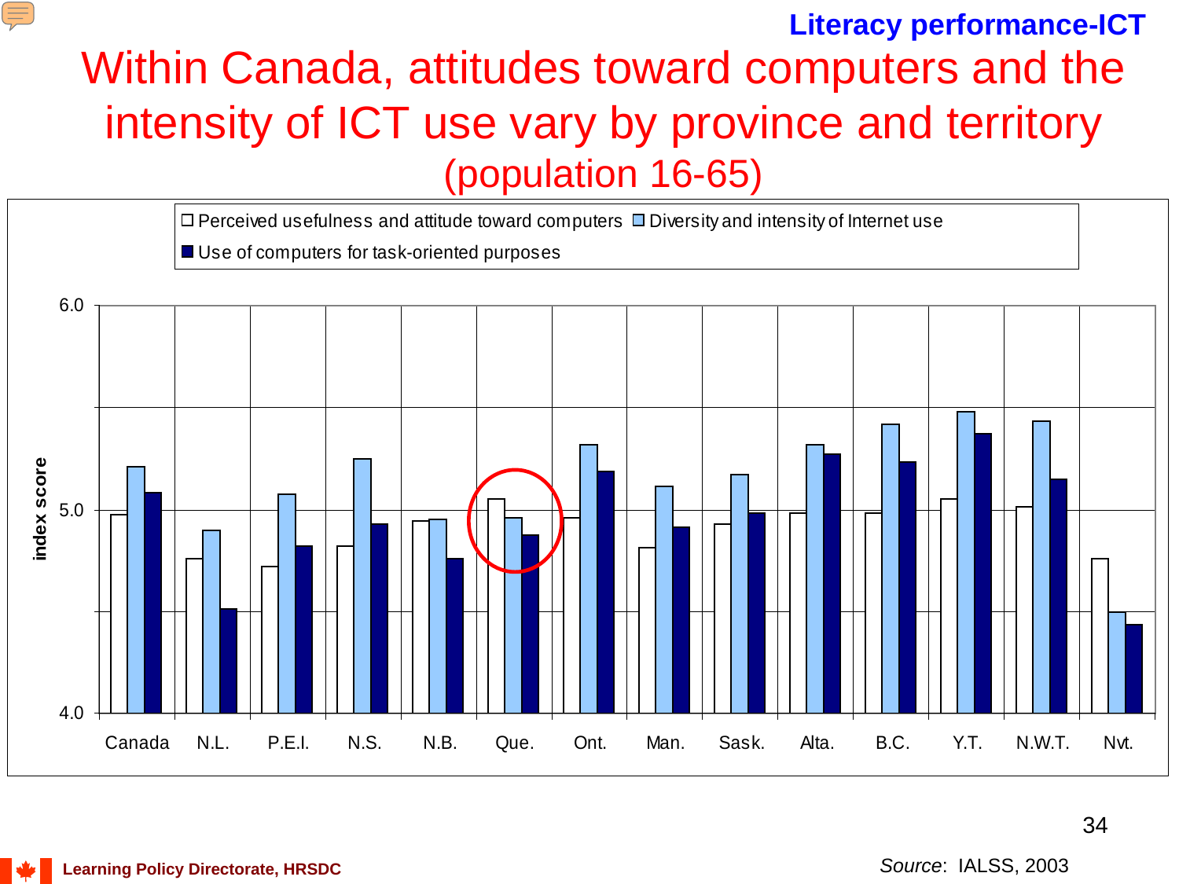**Literacy performance-ICT**

# Within Canada, attitudes toward computers and the intensity of ICT use vary by province and territory (population 16-65)

Legend: Perceived usefulness and attitude toward computers; Diversity and intensity of Internet use; Use of computers for task-oriented purposes

index score (4.0 – 6.0)

Canada, N.L., P.E.I., N.S., N.B., Que., Ont., Man., Sask., Alta., B.C., Y.T., N.W.T., Nvt.

*Source*: IALSS, 2003

Learning Policy Directorate, HRSDC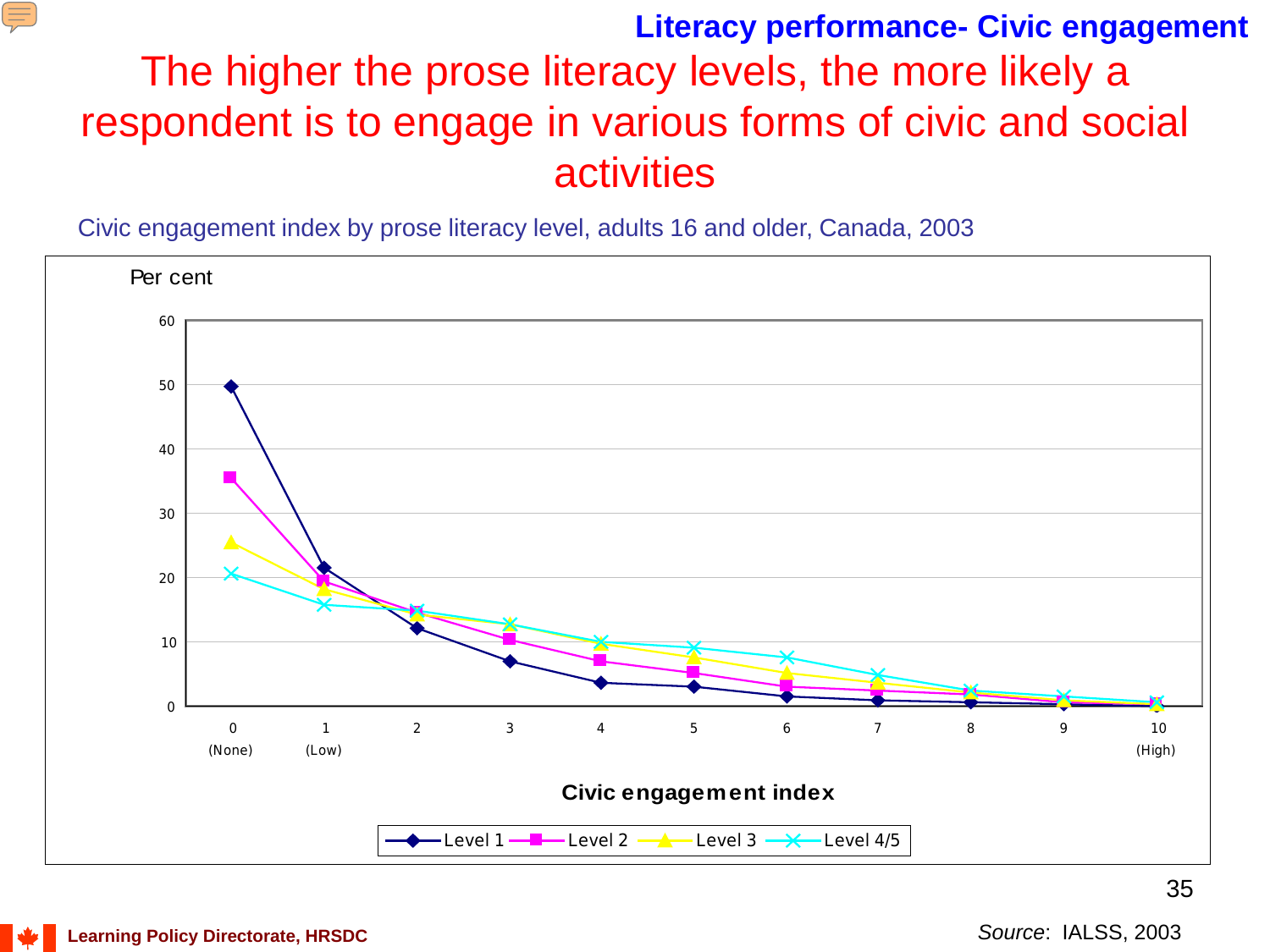**Literacy performance- Civic engagement**

# The higher the prose literacy levels, the more likely a respondent is to engage in various forms of civic and social activities

Civic engagement index by prose literacy level, adults 16 and older, Canada, 2003

Per cent

Civic engagement index

0 (None), 1 (Low), 2, 3, 4, 5, 6, 7, 8, 9, 10 (High)

Level 1 · Level 2 · Level 3 · Level 4/5

Learning Policy Directorate, HRSDC

*Source*: IALSS, 2003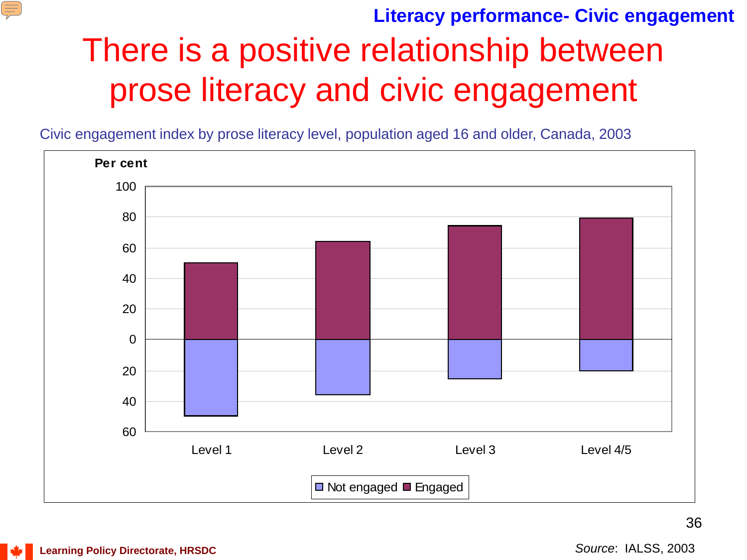**Literacy performance- Civic engagement**

# There is a positive relationship between prose literacy and civic engagement

Civic engagement index by prose literacy level, population aged 16 and older, Canada, 2003

Per cent

| | Level 1 | Level 2 | Level 3 | Level 4/5 |
|---|---|---|---|---|
| Engaged | 50 | 64 | 74 | 79 |
| Not engaged | 50 | 36 | 26 | 21 |

*Source*: IALSS, 2003

Learning Policy Directorate, HRSDC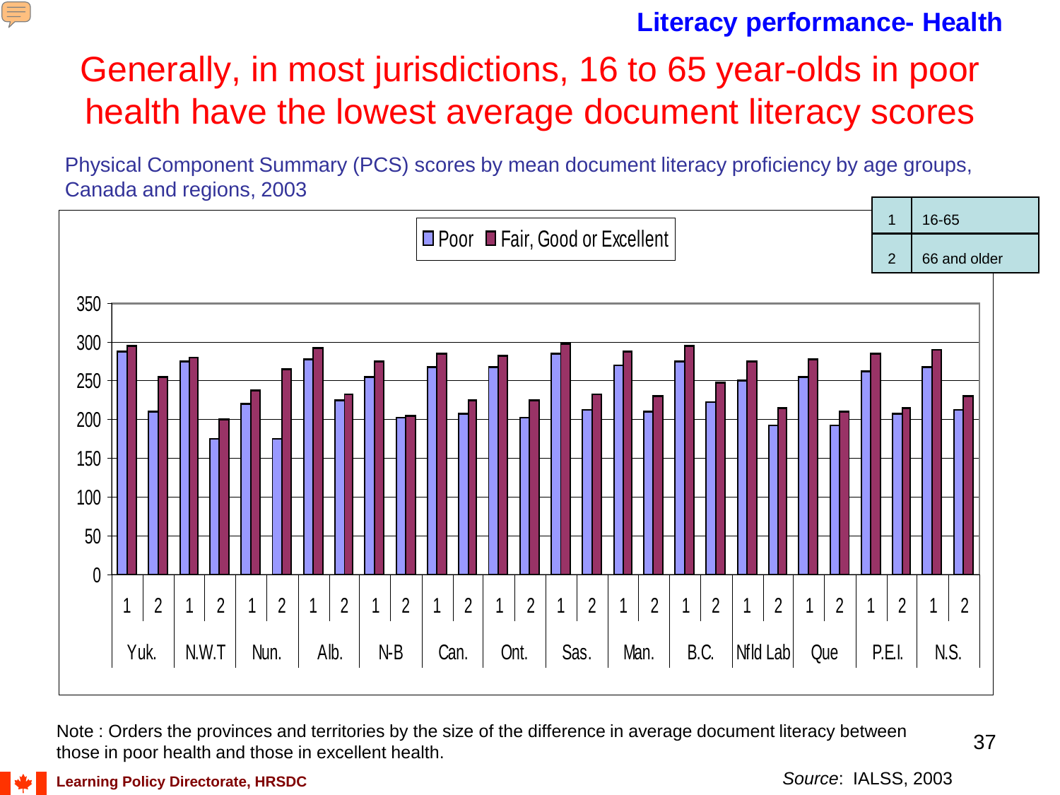**Literacy performance- Health**

# Generally, in most jurisdictions, 16 to 65 year-olds in poor health have the lowest average document literacy scores

Physical Component Summary (PCS) scores by mean document literacy proficiency by age groups, Canada and regions, 2003

| | |
|---|---|
| 1 | 16-65 |
| 2 | 66 and older |

Poor | Fair, Good or Excellent

Yuk. | N.W.T | Nun. | Alb. | N-B | Can. | Ont. | Sas. | Man. | B.C. | Nfld Lab | Que | P.E.I. | N.S.

Note : Orders the provinces and territories by the size of the difference in average document literacy between those in poor health and those in excellent health.

*Source*: IALSS, 2003

Learning Policy Directorate, HRSDC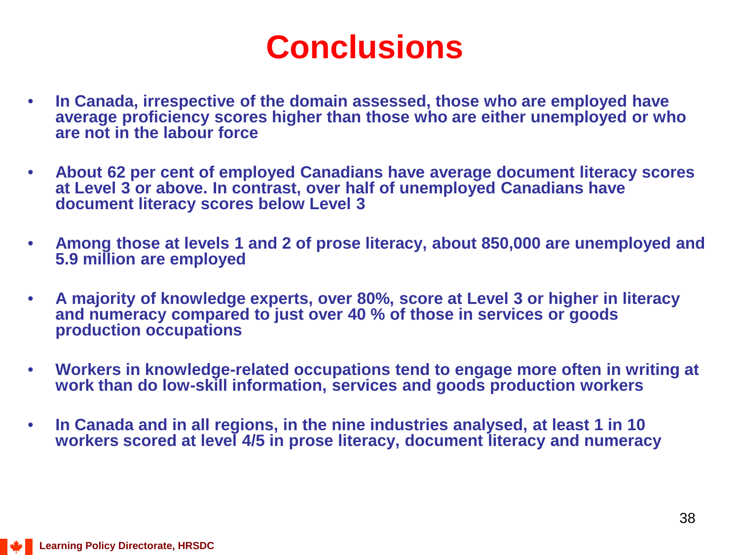# Conclusions

- In Canada, irrespective of the domain assessed, those who are employed have average proficiency scores higher than those who are either unemployed or who are not in the labour force
- About 62 per cent of employed Canadians have average document literacy scores at Level 3 or above. In contrast, over half of unemployed Canadians have document literacy scores below Level 3
- Among those at levels 1 and 2 of prose literacy, about 850,000 are unemployed and 5.9 million are employed
- A majority of knowledge experts, over 80%, score at Level 3 or higher in literacy and numeracy compared to just over 40 % of those in services or goods production occupations
- Workers in knowledge-related occupations tend to engage more often in writing at work than do low-skill information, services and goods production workers
- In Canada and in all regions, in the nine industries analysed, at least 1 in 10 workers scored at level 4/5 in prose literacy, document literacy and numeracy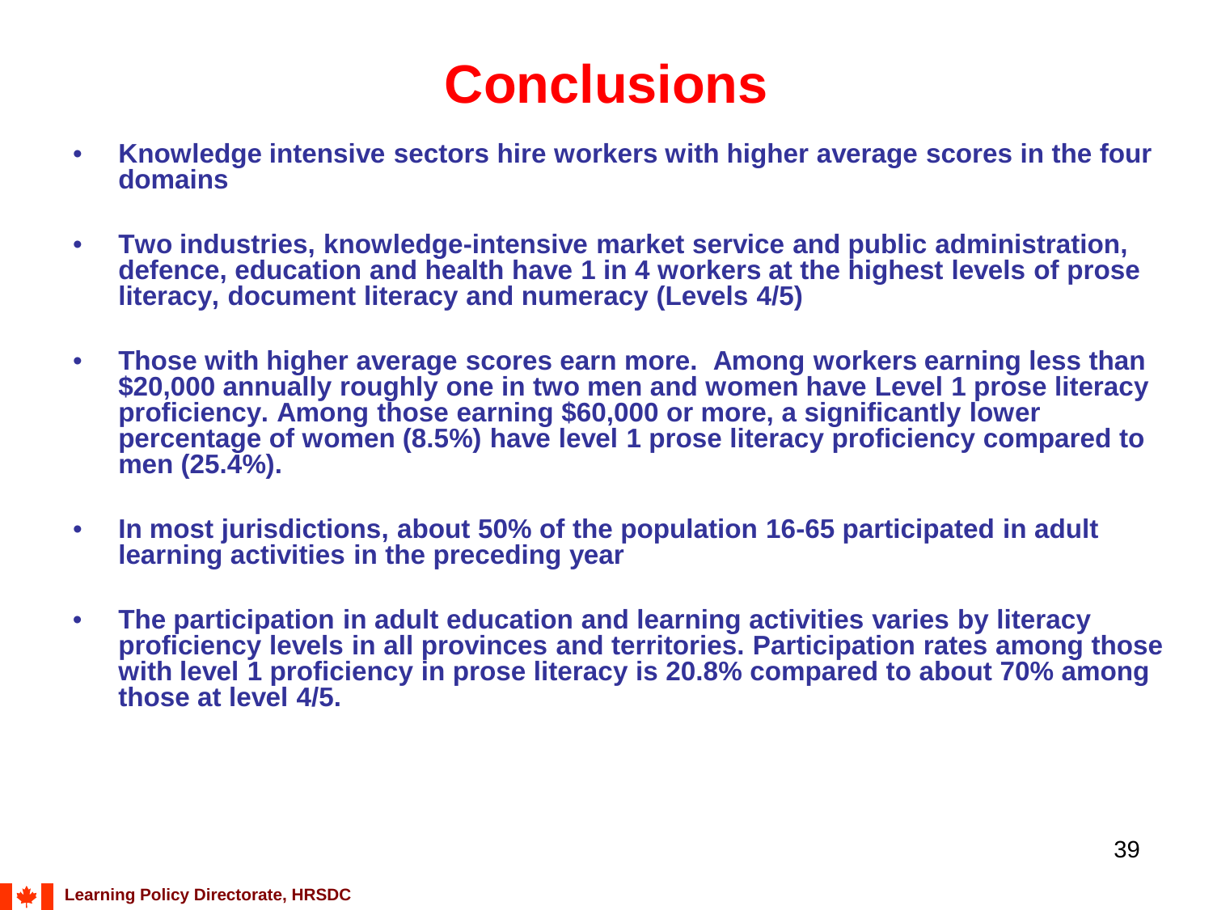# Conclusions

- Knowledge intensive sectors hire workers with higher average scores in the four domains
- Two industries, knowledge-intensive market service and public administration, defence, education and health have 1 in 4 workers at the highest levels of prose literacy, document literacy and numeracy (Levels 4/5)
- Those with higher average scores earn more. Among workers earning less than $20,000 annually roughly one in two men and women have Level 1 prose literacy proficiency. Among those earning $60,000 or more, a significantly lower percentage of women (8.5%) have level 1 prose literacy proficiency compared to men (25.4%).
- In most jurisdictions, about 50% of the population 16-65 participated in adult learning activities in the preceding year
- The participation in adult education and learning activities varies by literacy proficiency levels in all provinces and territories. Participation rates among those with level 1 proficiency in prose literacy is 20.8% compared to about 70% among those at level 4/5.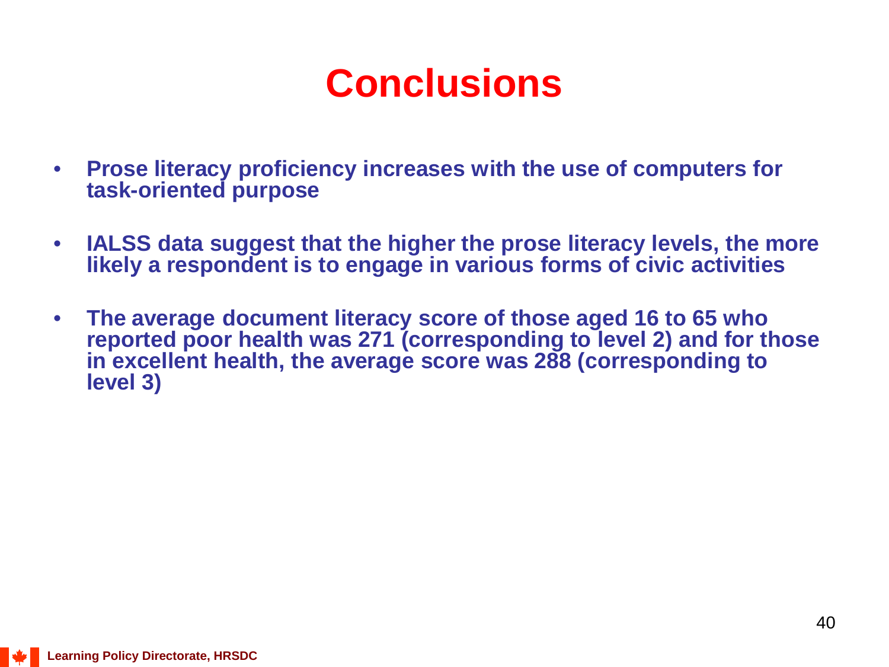# Conclusions

- **Prose literacy proficiency increases with the use of computers for task-oriented purpose**
- **IALSS data suggest that the higher the prose literacy levels, the more likely a respondent is to engage in various forms of civic activities**
- **The average document literacy score of those aged 16 to 65 who reported poor health was 271 (corresponding to level 2) and for those in excellent health, the average score was 288 (corresponding to level 3)**

Learning Policy Directorate, HRSDC